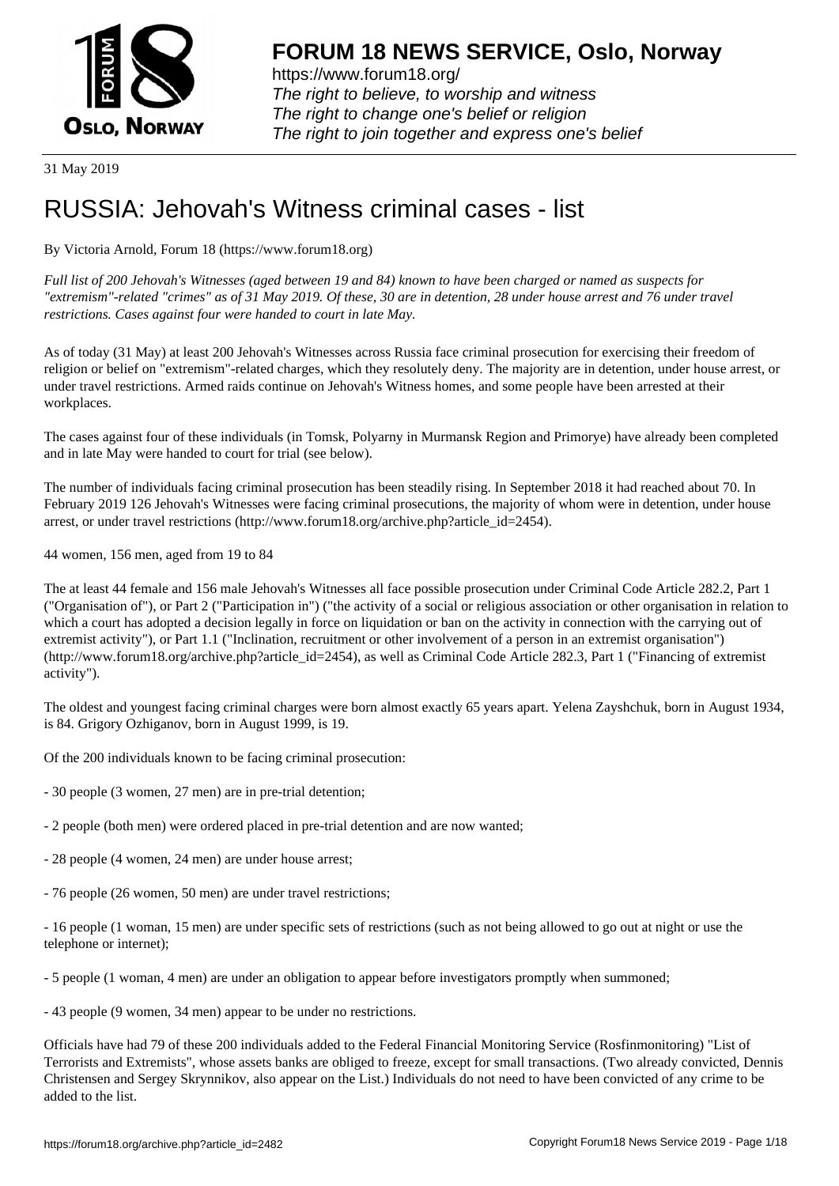FORUM 18 NEWS SERVICE, Oslo, Norway

https://www.forum18.org/
The right to believe, to worship and witness
The right to change one's belief or religion
The right to join together and express one's belief

31 May 2019

# RUSSIA: Jehovah's Witness criminal cases - list

By Victoria Arnold, Forum 18 (https://www.forum18.org)

*Full list of 200 Jehovah's Witnesses (aged between 19 and 84) known to have been charged or named as suspects for "extremism"-related "crimes" as of 31 May 2019. Of these, 30 are in detention, 28 under house arrest and 76 under travel restrictions. Cases against four were handed to court in late May.*

As of today (31 May) at least 200 Jehovah's Witnesses across Russia face criminal prosecution for exercising their freedom of religion or belief on "extremism"-related charges, which they resolutely deny. The majority are in detention, under house arrest, or under travel restrictions. Armed raids continue on Jehovah's Witness homes, and some people have been arrested at their workplaces.

The cases against four of these individuals (in Tomsk, Polyarny in Murmansk Region and Primorye) have already been completed and in late May were handed to court for trial (see below).

The number of individuals facing criminal prosecution has been steadily rising. In September 2018 it had reached about 70. In February 2019 126 Jehovah's Witnesses were facing criminal prosecutions, the majority of whom were in detention, under house arrest, or under travel restrictions (http://www.forum18.org/archive.php?article_id=2454).

44 women, 156 men, aged from 19 to 84

The at least 44 female and 156 male Jehovah's Witnesses all face possible prosecution under Criminal Code Article 282.2, Part 1 ("Organisation of"), or Part 2 ("Participation in") ("the activity of a social or religious association or other organisation in relation to which a court has adopted a decision legally in force on liquidation or ban on the activity in connection with the carrying out of extremist activity"), or Part 1.1 ("Inclination, recruitment or other involvement of a person in an extremist organisation") (http://www.forum18.org/archive.php?article_id=2454), as well as Criminal Code Article 282.3, Part 1 ("Financing of extremist activity").

The oldest and youngest facing criminal charges were born almost exactly 65 years apart. Yelena Zayshchuk, born in August 1934, is 84. Grigory Ozhiganov, born in August 1999, is 19.

Of the 200 individuals known to be facing criminal prosecution:

- 30 people (3 women, 27 men) are in pre-trial detention;

- 2 people (both men) were ordered placed in pre-trial detention and are now wanted;

- 28 people (4 women, 24 men) are under house arrest;

- 76 people (26 women, 50 men) are under travel restrictions;

- 16 people (1 woman, 15 men) are under specific sets of restrictions (such as not being allowed to go out at night or use the telephone or internet);

- 5 people (1 woman, 4 men) are under an obligation to appear before investigators promptly when summoned;

- 43 people (9 women, 34 men) appear to be under no restrictions.

Officials have had 79 of these 200 individuals added to the Federal Financial Monitoring Service (Rosfinmonitoring) "List of Terrorists and Extremists", whose assets banks are obliged to freeze, except for small transactions. (Two already convicted, Dennis Christensen and Sergey Skrynnikov, also appear on the List.) Individuals do not need to have been convicted of any crime to be added to the list.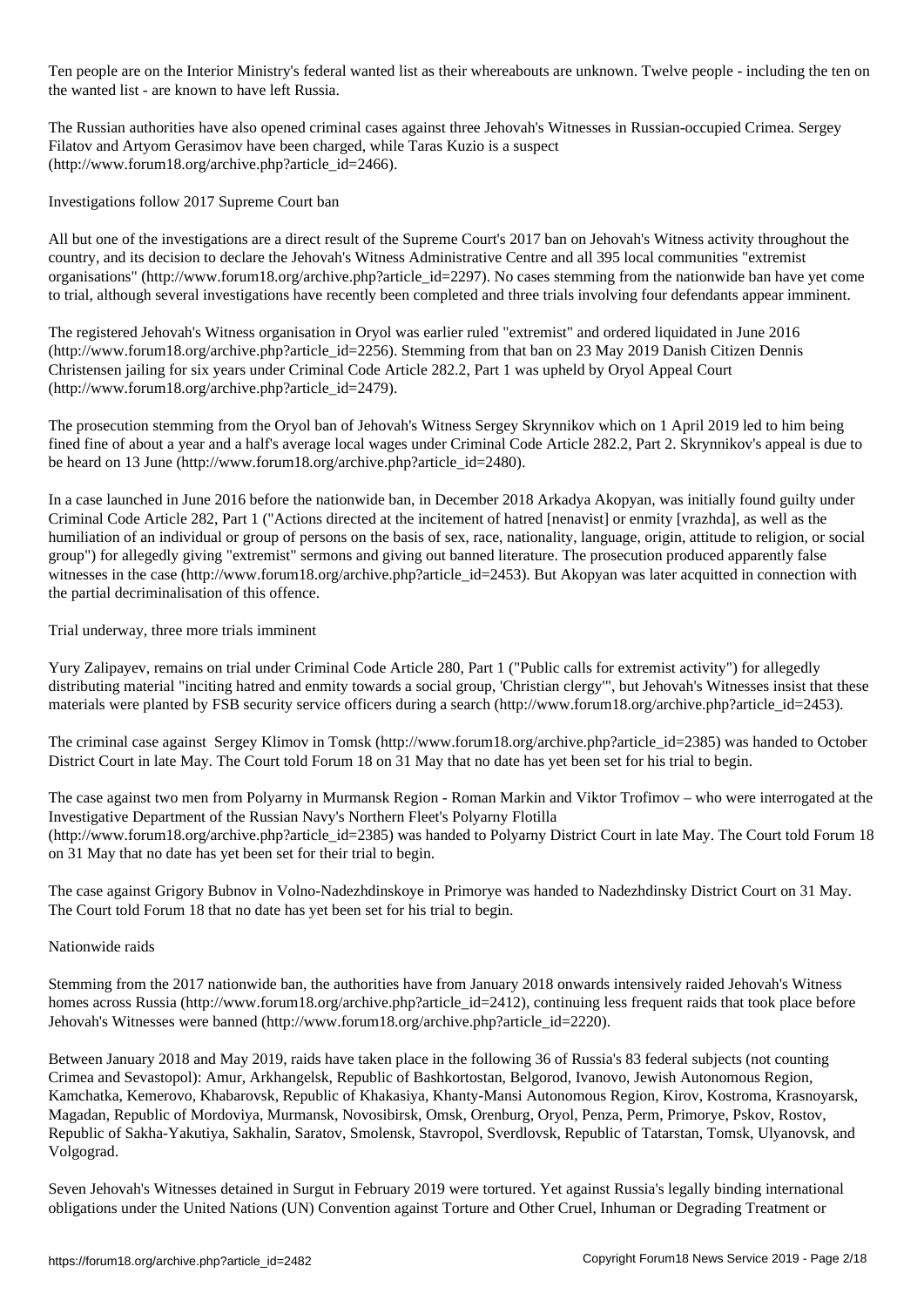Ten people are on the Interior Ministry's federal wanted list as their whereabouts are unknown. Twelve people - including the ten on the wanted list - are known to have left Russia.

The Russian authorities have also opened criminal cases against three Jehovah's Witnesses in Russian-occupied Crimea. Sergey Filatov and Artyom Gerasimov have been charged, while Taras Kuzio is a suspect (http://www.forum18.org/archive.php?article_id=2466).

## Investigations follow 2017 Supreme Court ban

All but one of the investigations are a direct result of the Supreme Court's 2017 ban on Jehovah's Witness activity throughout the country, and its decision to declare the Jehovah's Witness Administrative Centre and all 395 local communities "extremist organisations" (http://www.forum18.org/archive.php?article_id=2297). No cases stemming from the nationwide ban have yet come to trial, although several investigations have recently been completed and three trials involving four defendants appear imminent.

The registered Jehovah's Witness organisation in Oryol was earlier ruled "extremist" and ordered liquidated in June 2016 (http://www.forum18.org/archive.php?article_id=2256). Stemming from that ban on 23 May 2019 Danish Citizen Dennis Christensen jailing for six years under Criminal Code Article 282.2, Part 1 was upheld by Oryol Appeal Court (http://www.forum18.org/archive.php?article_id=2479).

The prosecution stemming from the Oryol ban of Jehovah's Witness Sergey Skrynnikov which on 1 April 2019 led to him being fined fine of about a year and a half's average local wages under Criminal Code Article 282.2, Part 2. Skrynnikov's appeal is due to be heard on 13 June (http://www.forum18.org/archive.php?article_id=2480).

In a case launched in June 2016 before the nationwide ban, in December 2018 Arkadya Akopyan, was initially found guilty under Criminal Code Article 282, Part 1 ("Actions directed at the incitement of hatred [nenavist] or enmity [vrazhda], as well as the humiliation of an individual or group of persons on the basis of sex, race, nationality, language, origin, attitude to religion, or social group") for allegedly giving "extremist" sermons and giving out banned literature. The prosecution produced apparently false witnesses in the case (http://www.forum18.org/archive.php?article_id=2453). But Akopyan was later acquitted in connection with the partial decriminalisation of this offence.

## Trial underway, three more trials imminent

Yury Zalipayev, remains on trial under Criminal Code Article 280, Part 1 ("Public calls for extremist activity") for allegedly distributing material "inciting hatred and enmity towards a social group, 'Christian clergy'", but Jehovah's Witnesses insist that these materials were planted by FSB security service officers during a search (http://www.forum18.org/archive.php?article_id=2453).

The criminal case against Sergey Klimov in Tomsk (http://www.forum18.org/archive.php?article_id=2385) was handed to October District Court in late May. The Court told Forum 18 on 31 May that no date has yet been set for his trial to begin.

The case against two men from Polyarny in Murmansk Region - Roman Markin and Viktor Trofimov – who were interrogated at the Investigative Department of the Russian Navy's Northern Fleet's Polyarny Flotilla (http://www.forum18.org/archive.php?article_id=2385) was handed to Polyarny District Court in late May. The Court told Forum 18 on 31 May that no date has yet been set for their trial to begin.

The case against Grigory Bubnov in Volno-Nadezhdinskoye in Primorye was handed to Nadezhdinsky District Court on 31 May. The Court told Forum 18 that no date has yet been set for his trial to begin.

## Nationwide raids

Stemming from the 2017 nationwide ban, the authorities have from January 2018 onwards intensively raided Jehovah's Witness homes across Russia (http://www.forum18.org/archive.php?article_id=2412), continuing less frequent raids that took place before Jehovah's Witnesses were banned (http://www.forum18.org/archive.php?article_id=2220).

Between January 2018 and May 2019, raids have taken place in the following 36 of Russia's 83 federal subjects (not counting Crimea and Sevastopol): Amur, Arkhangelsk, Republic of Bashkortostan, Belgorod, Ivanovo, Jewish Autonomous Region, Kamchatka, Kemerovo, Khabarovsk, Republic of Khakasiya, Khanty-Mansi Autonomous Region, Kirov, Kostroma, Krasnoyarsk, Magadan, Republic of Mordoviya, Murmansk, Novosibirsk, Omsk, Orenburg, Oryol, Penza, Perm, Primorye, Pskov, Rostov, Republic of Sakha-Yakutiya, Sakhalin, Saratov, Smolensk, Stavropol, Sverdlovsk, Republic of Tatarstan, Tomsk, Ulyanovsk, and Volgograd.

Seven Jehovah's Witnesses detained in Surgut in February 2019 were tortured. Yet against Russia's legally binding international obligations under the United Nations (UN) Convention against Torture and Other Cruel, Inhuman or Degrading Treatment or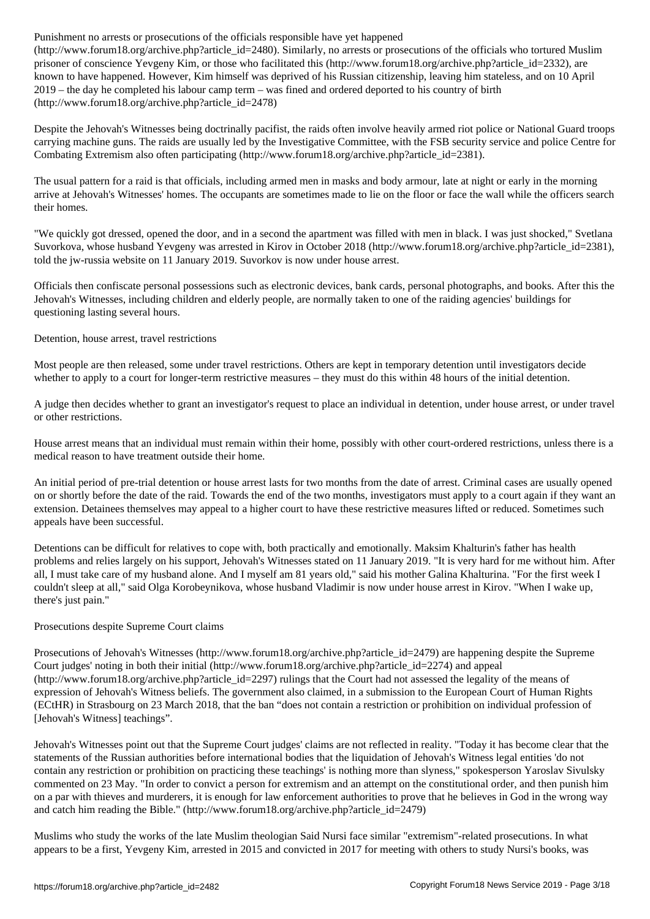Punishment no arrests or prosecutions of the officials responsible have yet happened (http://www.forum18.org/archive.php?article_id=2480). Similarly, no arrests or prosecutions of the officials who tortured Muslim prisoner of conscience Yevgeny Kim, or those who facilitated this (http://www.forum18.org/archive.php?article_id=2332), are known to have happened. However, Kim himself was deprived of his Russian citizenship, leaving him stateless, and on 10 April 2019 – the day he completed his labour camp term – was fined and ordered deported to his country of birth (http://www.forum18.org/archive.php?article_id=2478)

Despite the Jehovah's Witnesses being doctrinally pacifist, the raids often involve heavily armed riot police or National Guard troops carrying machine guns. The raids are usually led by the Investigative Committee, with the FSB security service and police Centre for Combating Extremism also often participating (http://www.forum18.org/archive.php?article_id=2381).

The usual pattern for a raid is that officials, including armed men in masks and body armour, late at night or early in the morning arrive at Jehovah's Witnesses' homes. The occupants are sometimes made to lie on the floor or face the wall while the officers search their homes.

"We quickly got dressed, opened the door, and in a second the apartment was filled with men in black. I was just shocked," Svetlana Suvorkova, whose husband Yevgeny was arrested in Kirov in October 2018 (http://www.forum18.org/archive.php?article_id=2381), told the jw-russia website on 11 January 2019. Suvorkov is now under house arrest.

Officials then confiscate personal possessions such as electronic devices, bank cards, personal photographs, and books. After this the Jehovah's Witnesses, including children and elderly people, are normally taken to one of the raiding agencies' buildings for questioning lasting several hours.

## Detention, house arrest, travel restrictions

Most people are then released, some under travel restrictions. Others are kept in temporary detention until investigators decide whether to apply to a court for longer-term restrictive measures – they must do this within 48 hours of the initial detention.

A judge then decides whether to grant an investigator's request to place an individual in detention, under house arrest, or under travel or other restrictions.

House arrest means that an individual must remain within their home, possibly with other court-ordered restrictions, unless there is a medical reason to have treatment outside their home.

An initial period of pre-trial detention or house arrest lasts for two months from the date of arrest. Criminal cases are usually opened on or shortly before the date of the raid. Towards the end of the two months, investigators must apply to a court again if they want an extension. Detainees themselves may appeal to a higher court to have these restrictive measures lifted or reduced. Sometimes such appeals have been successful.

Detentions can be difficult for relatives to cope with, both practically and emotionally. Maksim Khalturin's father has health problems and relies largely on his support, Jehovah's Witnesses stated on 11 January 2019. "It is very hard for me without him. After all, I must take care of my husband alone. And I myself am 81 years old," said his mother Galina Khalturina. "For the first week I couldn't sleep at all," said Olga Korobeynikova, whose husband Vladimir is now under house arrest in Kirov. "When I wake up, there's just pain."

## Prosecutions despite Supreme Court claims

Prosecutions of Jehovah's Witnesses (http://www.forum18.org/archive.php?article_id=2479) are happening despite the Supreme Court judges' noting in both their initial (http://www.forum18.org/archive.php?article_id=2274) and appeal (http://www.forum18.org/archive.php?article_id=2297) rulings that the Court had not assessed the legality of the means of expression of Jehovah's Witness beliefs. The government also claimed, in a submission to the European Court of Human Rights (ECtHR) in Strasbourg on 23 March 2018, that the ban "does not contain a restriction or prohibition on individual profession of [Jehovah's Witness] teachings".

Jehovah's Witnesses point out that the Supreme Court judges' claims are not reflected in reality. "Today it has become clear that the statements of the Russian authorities before international bodies that the liquidation of Jehovah's Witness legal entities 'do not contain any restriction or prohibition on practicing these teachings' is nothing more than slyness," spokesperson Yaroslav Sivulsky commented on 23 May. "In order to convict a person for extremism and an attempt on the constitutional order, and then punish him on a par with thieves and murderers, it is enough for law enforcement authorities to prove that he believes in God in the wrong way and catch him reading the Bible." (http://www.forum18.org/archive.php?article_id=2479)

Muslims who study the works of the late Muslim theologian Said Nursi face similar "extremism"-related prosecutions. In what appears to be a first, Yevgeny Kim, arrested in 2015 and convicted in 2017 for meeting with others to study Nursi's books, was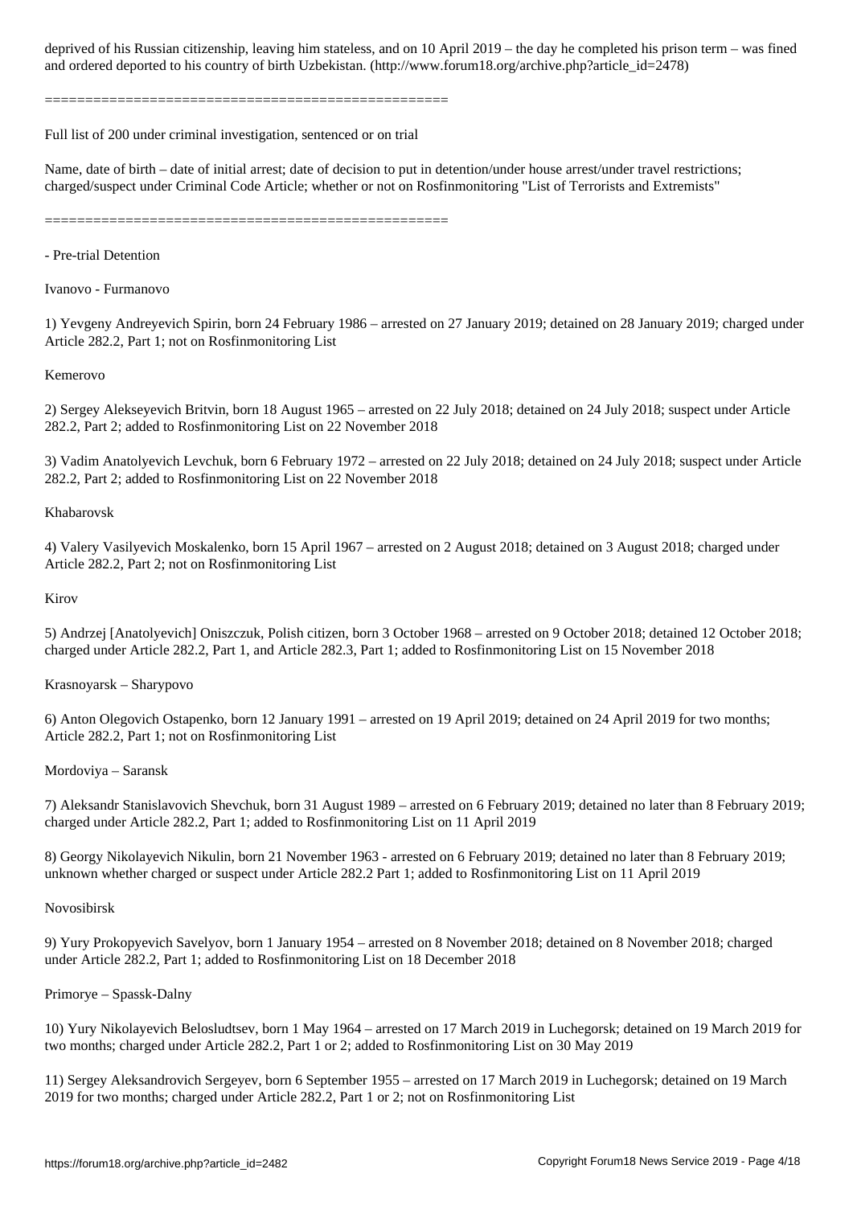deprived of his Russian citizenship, leaving him stateless, and on 10 April 2019 – the day he completed his prison term – was fined and ordered deported to his country of birth Uzbekistan. (http://www.forum18.org/archive.php?article_id=2478)

==================================================

Full list of 200 under criminal investigation, sentenced or on trial

Name, date of birth – date of initial arrest; date of decision to put in detention/under house arrest/under travel restrictions; charged/suspect under Criminal Code Article; whether or not on Rosfinmonitoring "List of Terrorists and Extremists"

==================================================

- Pre-trial Detention

Ivanovo - Furmanovo

1) Yevgeny Andreyevich Spirin, born 24 February 1986 – arrested on 27 January 2019; detained on 28 January 2019; charged under Article 282.2, Part 1; not on Rosfinmonitoring List

Kemerovo

2) Sergey Alekseyevich Britvin, born 18 August 1965 – arrested on 22 July 2018; detained on 24 July 2018; suspect under Article 282.2, Part 2; added to Rosfinmonitoring List on 22 November 2018

3) Vadim Anatolyevich Levchuk, born 6 February 1972 – arrested on 22 July 2018; detained on 24 July 2018; suspect under Article 282.2, Part 2; added to Rosfinmonitoring List on 22 November 2018

Khabarovsk

4) Valery Vasilyevich Moskalenko, born 15 April 1967 – arrested on 2 August 2018; detained on 3 August 2018; charged under Article 282.2, Part 2; not on Rosfinmonitoring List

Kirov

5) Andrzej [Anatolyevich] Oniszczuk, Polish citizen, born 3 October 1968 – arrested on 9 October 2018; detained 12 October 2018; charged under Article 282.2, Part 1, and Article 282.3, Part 1; added to Rosfinmonitoring List on 15 November 2018

Krasnoyarsk – Sharypovo

6) Anton Olegovich Ostapenko, born 12 January 1991 – arrested on 19 April 2019; detained on 24 April 2019 for two months; Article 282.2, Part 1; not on Rosfinmonitoring List

Mordoviya – Saransk

7) Aleksandr Stanislavovich Shevchuk, born 31 August 1989 – arrested on 6 February 2019; detained no later than 8 February 2019; charged under Article 282.2, Part 1; added to Rosfinmonitoring List on 11 April 2019

8) Georgy Nikolayevich Nikulin, born 21 November 1963 - arrested on 6 February 2019; detained no later than 8 February 2019; unknown whether charged or suspect under Article 282.2 Part 1; added to Rosfinmonitoring List on 11 April 2019

Novosibirsk

9) Yury Prokopyevich Savelyov, born 1 January 1954 – arrested on 8 November 2018; detained on 8 November 2018; charged under Article 282.2, Part 1; added to Rosfinmonitoring List on 18 December 2018

Primorye – Spassk-Dalny

10) Yury Nikolayevich Belosludtsev, born 1 May 1964 – arrested on 17 March 2019 in Luchegorsk; detained on 19 March 2019 for two months; charged under Article 282.2, Part 1 or 2; added to Rosfinmonitoring List on 30 May 2019

11) Sergey Aleksandrovich Sergeyev, born 6 September 1955 – arrested on 17 March 2019 in Luchegorsk; detained on 19 March 2019 for two months; charged under Article 282.2, Part 1 or 2; not on Rosfinmonitoring List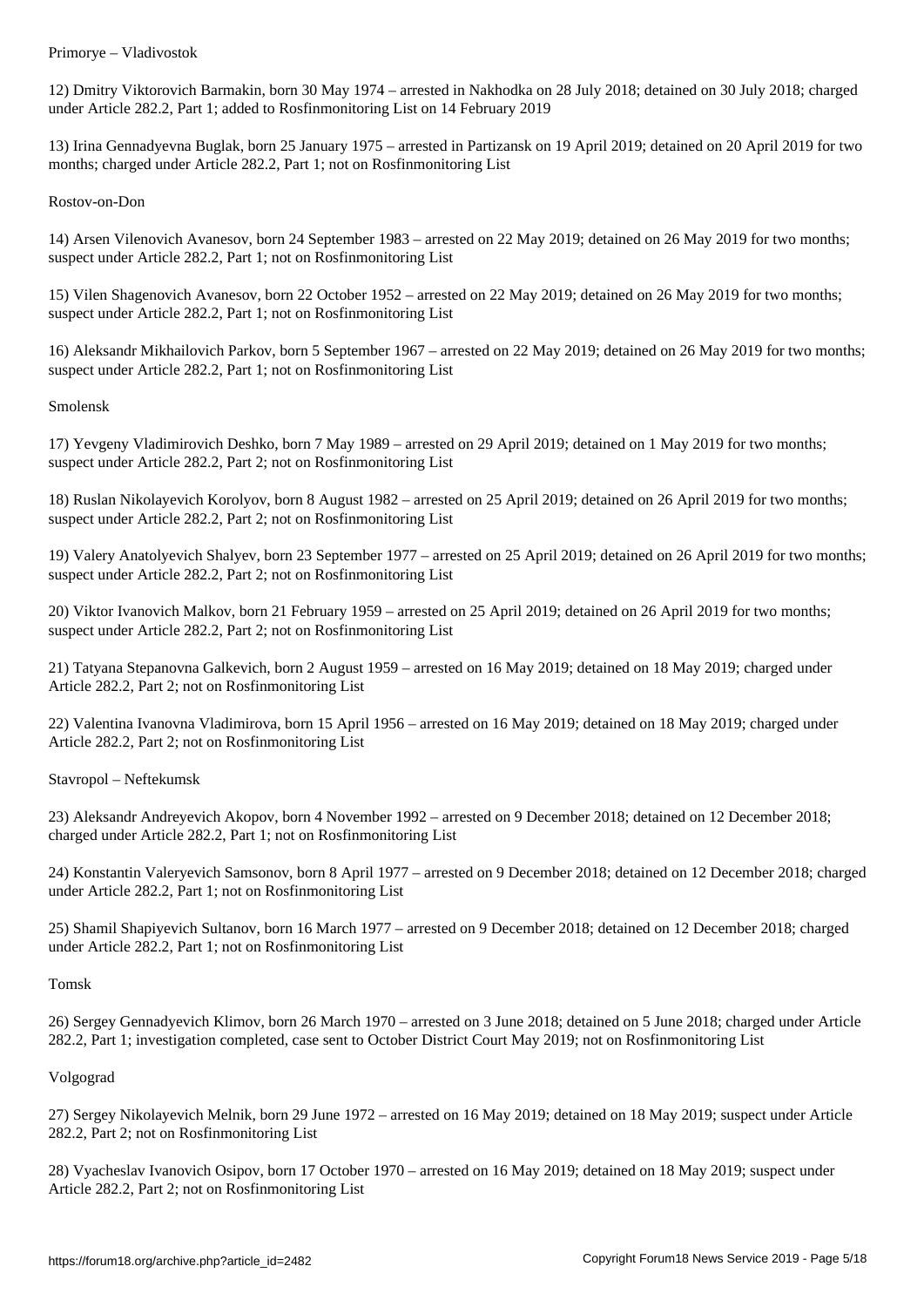Primorye – Vladivostok

12) Dmitry Viktorovich Barmakin, born 30 May 1974 – arrested in Nakhodka on 28 July 2018; detained on 30 July 2018; charged under Article 282.2, Part 1; added to Rosfinmonitoring List on 14 February 2019

13) Irina Gennadyevna Buglak, born 25 January 1975 – arrested in Partizansk on 19 April 2019; detained on 20 April 2019 for two months; charged under Article 282.2, Part 1; not on Rosfinmonitoring List

Rostov-on-Don

14) Arsen Vilenovich Avanesov, born 24 September 1983 – arrested on 22 May 2019; detained on 26 May 2019 for two months; suspect under Article 282.2, Part 1; not on Rosfinmonitoring List

15) Vilen Shagenovich Avanesov, born 22 October 1952 – arrested on 22 May 2019; detained on 26 May 2019 for two months; suspect under Article 282.2, Part 1; not on Rosfinmonitoring List

16) Aleksandr Mikhailovich Parkov, born 5 September 1967 – arrested on 22 May 2019; detained on 26 May 2019 for two months; suspect under Article 282.2, Part 1; not on Rosfinmonitoring List

Smolensk

17) Yevgeny Vladimirovich Deshko, born 7 May 1989 – arrested on 29 April 2019; detained on 1 May 2019 for two months; suspect under Article 282.2, Part 2; not on Rosfinmonitoring List

18) Ruslan Nikolayevich Korolyov, born 8 August 1982 – arrested on 25 April 2019; detained on 26 April 2019 for two months; suspect under Article 282.2, Part 2; not on Rosfinmonitoring List

19) Valery Anatolyevich Shalyev, born 23 September 1977 – arrested on 25 April 2019; detained on 26 April 2019 for two months; suspect under Article 282.2, Part 2; not on Rosfinmonitoring List

20) Viktor Ivanovich Malkov, born 21 February 1959 – arrested on 25 April 2019; detained on 26 April 2019 for two months; suspect under Article 282.2, Part 2; not on Rosfinmonitoring List

21) Tatyana Stepanovna Galkevich, born 2 August 1959 – arrested on 16 May 2019; detained on 18 May 2019; charged under Article 282.2, Part 2; not on Rosfinmonitoring List

22) Valentina Ivanovna Vladimirova, born 15 April 1956 – arrested on 16 May 2019; detained on 18 May 2019; charged under Article 282.2, Part 2; not on Rosfinmonitoring List

Stavropol – Neftekumsk

23) Aleksandr Andreyevich Akopov, born 4 November 1992 – arrested on 9 December 2018; detained on 12 December 2018; charged under Article 282.2, Part 1; not on Rosfinmonitoring List

24) Konstantin Valeryevich Samsonov, born 8 April 1977 – arrested on 9 December 2018; detained on 12 December 2018; charged under Article 282.2, Part 1; not on Rosfinmonitoring List

25) Shamil Shapiyevich Sultanov, born 16 March 1977 – arrested on 9 December 2018; detained on 12 December 2018; charged under Article 282.2, Part 1; not on Rosfinmonitoring List

Tomsk

26) Sergey Gennadyevich Klimov, born 26 March 1970 – arrested on 3 June 2018; detained on 5 June 2018; charged under Article 282.2, Part 1; investigation completed, case sent to October District Court May 2019; not on Rosfinmonitoring List

Volgograd

27) Sergey Nikolayevich Melnik, born 29 June 1972 – arrested on 16 May 2019; detained on 18 May 2019; suspect under Article 282.2, Part 2; not on Rosfinmonitoring List

28) Vyacheslav Ivanovich Osipov, born 17 October 1970 – arrested on 16 May 2019; detained on 18 May 2019; suspect under Article 282.2, Part 2; not on Rosfinmonitoring List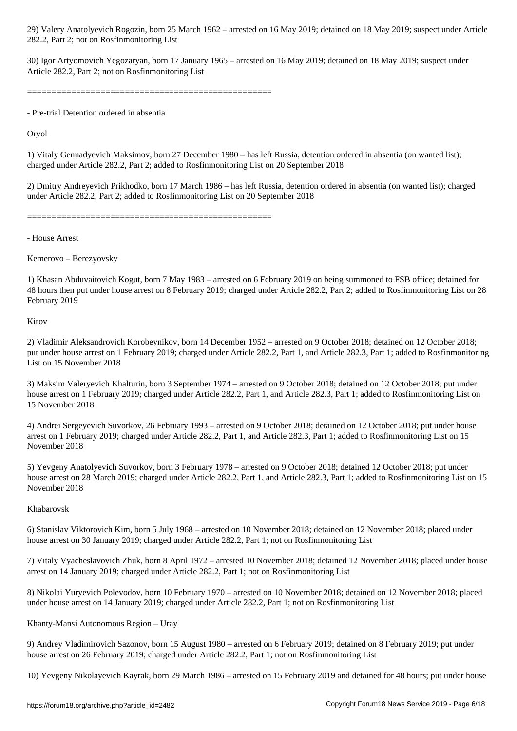29) Valery Anatolyevich Rogozin, born 25 March 1962 – arrested on 16 May 2019; detained on 18 May 2019; suspect under Article 282.2, Part 2; not on Rosfinmonitoring List

30) Igor Artyomovich Yegozaryan, born 17 January 1965 – arrested on 16 May 2019; detained on 18 May 2019; suspect under Article 282.2, Part 2; not on Rosfinmonitoring List

==================================================

- Pre-trial Detention ordered in absentia

Oryol

1) Vitaly Gennadyevich Maksimov, born 27 December 1980 – has left Russia, detention ordered in absentia (on wanted list); charged under Article 282.2, Part 2; added to Rosfinmonitoring List on 20 September 2018

2) Dmitry Andreyevich Prikhodko, born 17 March 1986 – has left Russia, detention ordered in absentia (on wanted list); charged under Article 282.2, Part 2; added to Rosfinmonitoring List on 20 September 2018

==================================================

- House Arrest

Kemerovo – Berezyovsky

1) Khasan Abduvaitovich Kogut, born 7 May 1983 – arrested on 6 February 2019 on being summoned to FSB office; detained for 48 hours then put under house arrest on 8 February 2019; charged under Article 282.2, Part 2; added to Rosfinmonitoring List on 28 February 2019

Kirov

2) Vladimir Aleksandrovich Korobeynikov, born 14 December 1952 – arrested on 9 October 2018; detained on 12 October 2018; put under house arrest on 1 February 2019; charged under Article 282.2, Part 1, and Article 282.3, Part 1; added to Rosfinmonitoring List on 15 November 2018

3) Maksim Valeryevich Khalturin, born 3 September 1974 – arrested on 9 October 2018; detained on 12 October 2018; put under house arrest on 1 February 2019; charged under Article 282.2, Part 1, and Article 282.3, Part 1; added to Rosfinmonitoring List on 15 November 2018

4) Andrei Sergeyevich Suvorkov, 26 February 1993 – arrested on 9 October 2018; detained on 12 October 2018; put under house arrest on 1 February 2019; charged under Article 282.2, Part 1, and Article 282.3, Part 1; added to Rosfinmonitoring List on 15 November 2018

5) Yevgeny Anatolyevich Suvorkov, born 3 February 1978 – arrested on 9 October 2018; detained 12 October 2018; put under house arrest on 28 March 2019; charged under Article 282.2, Part 1, and Article 282.3, Part 1; added to Rosfinmonitoring List on 15 November 2018

Khabarovsk

6) Stanislav Viktorovich Kim, born 5 July 1968 – arrested on 10 November 2018; detained on 12 November 2018; placed under house arrest on 30 January 2019; charged under Article 282.2, Part 1; not on Rosfinmonitoring List

7) Vitaly Vyacheslavovich Zhuk, born 8 April 1972 – arrested 10 November 2018; detained 12 November 2018; placed under house arrest on 14 January 2019; charged under Article 282.2, Part 1; not on Rosfinmonitoring List

8) Nikolai Yuryevich Polevodov, born 10 February 1970 – arrested on 10 November 2018; detained on 12 November 2018; placed under house arrest on 14 January 2019; charged under Article 282.2, Part 1; not on Rosfinmonitoring List

Khanty-Mansi Autonomous Region – Uray

9) Andrey Vladimirovich Sazonov, born 15 August 1980 – arrested on 6 February 2019; detained on 8 February 2019; put under house arrest on 26 February 2019; charged under Article 282.2, Part 1; not on Rosfinmonitoring List

10) Yevgeny Nikolayevich Kayrak, born 29 March 1986 – arrested on 15 February 2019 and detained for 48 hours; put under house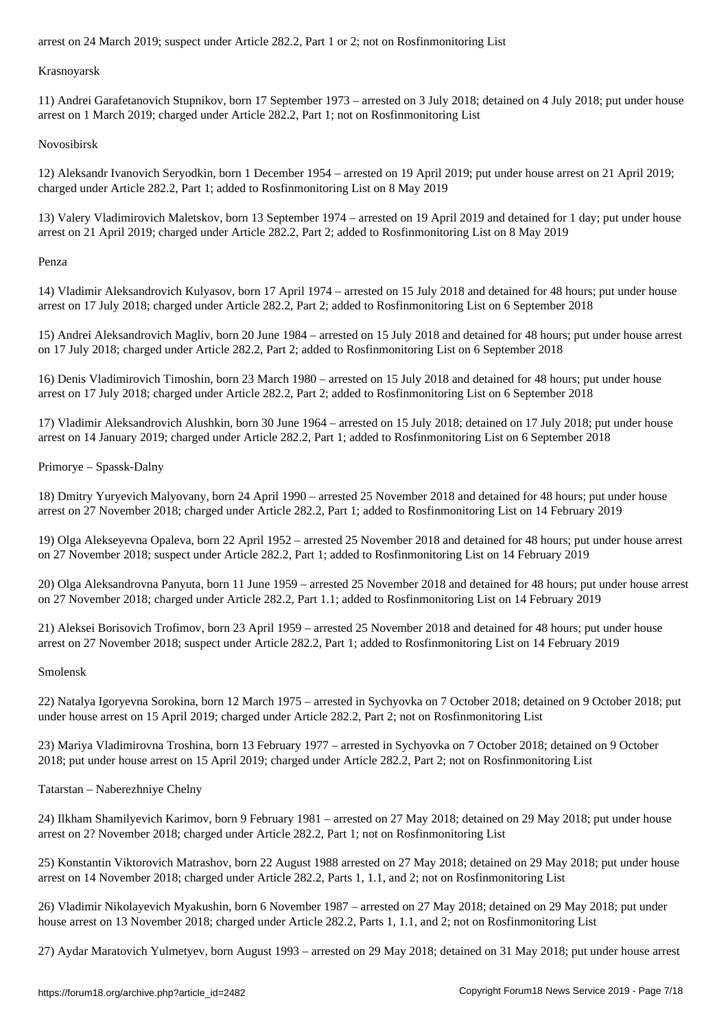arrest on 24 March 2019; suspect under Article 282.2, Part 1 or 2; not on Rosfinmonitoring List

Krasnoyarsk

11) Andrei Garafetanovich Stupnikov, born 17 September 1973 – arrested on 3 July 2018; detained on 4 July 2018; put under house arrest on 1 March 2019; charged under Article 282.2, Part 1; not on Rosfinmonitoring List

Novosibirsk

12) Aleksandr Ivanovich Seryodkin, born 1 December 1954 – arrested on 19 April 2019; put under house arrest on 21 April 2019; charged under Article 282.2, Part 1; added to Rosfinmonitoring List on 8 May 2019

13) Valery Vladimirovich Maletskov, born 13 September 1974 – arrested on 19 April 2019 and detained for 1 day; put under house arrest on 21 April 2019; charged under Article 282.2, Part 2; added to Rosfinmonitoring List on 8 May 2019

Penza

14) Vladimir Aleksandrovich Kulyasov, born 17 April 1974 – arrested on 15 July 2018 and detained for 48 hours; put under house arrest on 17 July 2018; charged under Article 282.2, Part 2; added to Rosfinmonitoring List on 6 September 2018

15) Andrei Aleksandrovich Magliv, born 20 June 1984 – arrested on 15 July 2018 and detained for 48 hours; put under house arrest on 17 July 2018; charged under Article 282.2, Part 2; added to Rosfinmonitoring List on 6 September 2018

16) Denis Vladimirovich Timoshin, born 23 March 1980 – arrested on 15 July 2018 and detained for 48 hours; put under house arrest on 17 July 2018; charged under Article 282.2, Part 2; added to Rosfinmonitoring List on 6 September 2018

17) Vladimir Aleksandrovich Alushkin, born 30 June 1964 – arrested on 15 July 2018; detained on 17 July 2018; put under house arrest on 14 January 2019; charged under Article 282.2, Part 1; added to Rosfinmonitoring List on 6 September 2018

Primorye – Spassk-Dalny

18) Dmitry Yuryevich Malyovany, born 24 April 1990 – arrested 25 November 2018 and detained for 48 hours; put under house arrest on 27 November 2018; charged under Article 282.2, Part 1; added to Rosfinmonitoring List on 14 February 2019

19) Olga Alekseyevna Opaleva, born 22 April 1952 – arrested 25 November 2018 and detained for 48 hours; put under house arrest on 27 November 2018; suspect under Article 282.2, Part 1; added to Rosfinmonitoring List on 14 February 2019

20) Olga Aleksandrovna Panyuta, born 11 June 1959 – arrested 25 November 2018 and detained for 48 hours; put under house arrest on 27 November 2018; charged under Article 282.2, Part 1.1; added to Rosfinmonitoring List on 14 February 2019

21) Aleksei Borisovich Trofimov, born 23 April 1959 – arrested 25 November 2018 and detained for 48 hours; put under house arrest on 27 November 2018; suspect under Article 282.2, Part 1; added to Rosfinmonitoring List on 14 February 2019

Smolensk

22) Natalya Igoryevna Sorokina, born 12 March 1975 – arrested in Sychyovka on 7 October 2018; detained on 9 October 2018; put under house arrest on 15 April 2019; charged under Article 282.2, Part 2; not on Rosfinmonitoring List

23) Mariya Vladimirovna Troshina, born 13 February 1977 – arrested in Sychyovka on 7 October 2018; detained on 9 October 2018; put under house arrest on 15 April 2019; charged under Article 282.2, Part 2; not on Rosfinmonitoring List

Tatarstan – Naberezhniye Chelny

24) Ilkham Shamilyevich Karimov, born 9 February 1981 – arrested on 27 May 2018; detained on 29 May 2018; put under house arrest on 2? November 2018; charged under Article 282.2, Part 1; not on Rosfinmonitoring List

25) Konstantin Viktorovich Matrashov, born 22 August 1988 arrested on 27 May 2018; detained on 29 May 2018; put under house arrest on 14 November 2018; charged under Article 282.2, Parts 1, 1.1, and 2; not on Rosfinmonitoring List

26) Vladimir Nikolayevich Myakushin, born 6 November 1987 – arrested on 27 May 2018; detained on 29 May 2018; put under house arrest on 13 November 2018; charged under Article 282.2, Parts 1, 1.1, and 2; not on Rosfinmonitoring List

27) Aydar Maratovich Yulmetyev, born August 1993 – arrested on 29 May 2018; detained on 31 May 2018; put under house arrest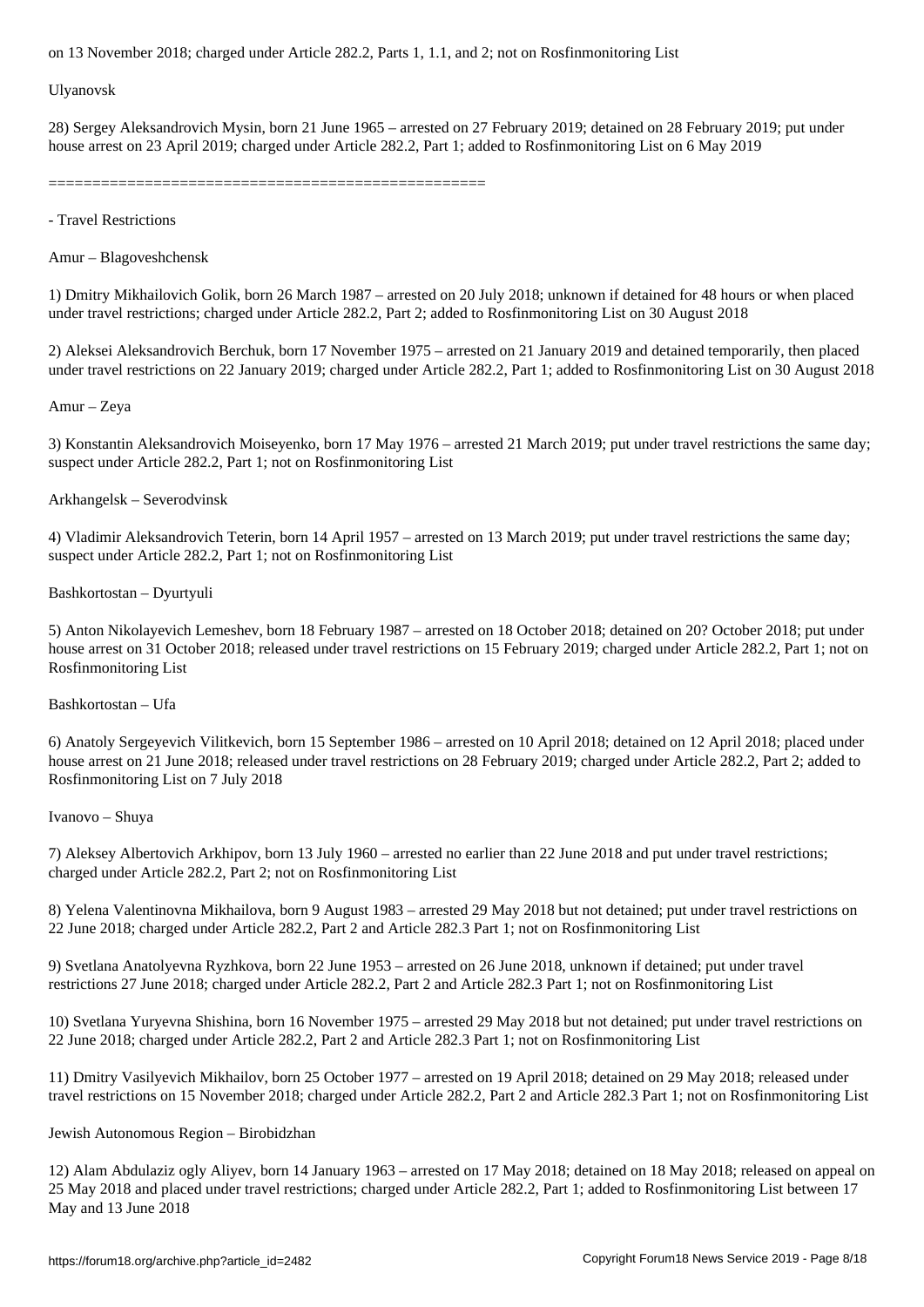on 13 November 2018; charged under Article 282.2, Parts 1, 1.1, and 2; not on Rosfinmonitoring List

Ulyanovsk

28) Sergey Aleksandrovich Mysin, born 21 June 1965 – arrested on 27 February 2019; detained on 28 February 2019; put under house arrest on 23 April 2019; charged under Article 282.2, Part 1; added to Rosfinmonitoring List on 6 May 2019

==================================================

- Travel Restrictions

Amur – Blagoveshchensk

1) Dmitry Mikhailovich Golik, born 26 March 1987 – arrested on 20 July 2018; unknown if detained for 48 hours or when placed under travel restrictions; charged under Article 282.2, Part 2; added to Rosfinmonitoring List on 30 August 2018

2) Aleksei Aleksandrovich Berchuk, born 17 November 1975 – arrested on 21 January 2019 and detained temporarily, then placed under travel restrictions on 22 January 2019; charged under Article 282.2, Part 1; added to Rosfinmonitoring List on 30 August 2018

Amur – Zeya

3) Konstantin Aleksandrovich Moiseyenko, born 17 May 1976 – arrested 21 March 2019; put under travel restrictions the same day; suspect under Article 282.2, Part 1; not on Rosfinmonitoring List

Arkhangelsk – Severodvinsk

4) Vladimir Aleksandrovich Teterin, born 14 April 1957 – arrested on 13 March 2019; put under travel restrictions the same day; suspect under Article 282.2, Part 1; not on Rosfinmonitoring List

Bashkortostan – Dyurtyuli

5) Anton Nikolayevich Lemeshev, born 18 February 1987 – arrested on 18 October 2018; detained on 20? October 2018; put under house arrest on 31 October 2018; released under travel restrictions on 15 February 2019; charged under Article 282.2, Part 1; not on Rosfinmonitoring List

Bashkortostan – Ufa

6) Anatoly Sergeyevich Vilitkevich, born 15 September 1986 – arrested on 10 April 2018; detained on 12 April 2018; placed under house arrest on 21 June 2018; released under travel restrictions on 28 February 2019; charged under Article 282.2, Part 2; added to Rosfinmonitoring List on 7 July 2018

Ivanovo – Shuya

7) Aleksey Albertovich Arkhipov, born 13 July 1960 – arrested no earlier than 22 June 2018 and put under travel restrictions; charged under Article 282.2, Part 2; not on Rosfinmonitoring List

8) Yelena Valentinovna Mikhailova, born 9 August 1983 – arrested 29 May 2018 but not detained; put under travel restrictions on 22 June 2018; charged under Article 282.2, Part 2 and Article 282.3 Part 1; not on Rosfinmonitoring List

9) Svetlana Anatolyevna Ryzhkova, born 22 June 1953 – arrested on 26 June 2018, unknown if detained; put under travel restrictions 27 June 2018; charged under Article 282.2, Part 2 and Article 282.3 Part 1; not on Rosfinmonitoring List

10) Svetlana Yuryevna Shishina, born 16 November 1975 – arrested 29 May 2018 but not detained; put under travel restrictions on 22 June 2018; charged under Article 282.2, Part 2 and Article 282.3 Part 1; not on Rosfinmonitoring List

11) Dmitry Vasilyevich Mikhailov, born 25 October 1977 – arrested on 19 April 2018; detained on 29 May 2018; released under travel restrictions on 15 November 2018; charged under Article 282.2, Part 2 and Article 282.3 Part 1; not on Rosfinmonitoring List

Jewish Autonomous Region – Birobidzhan

12) Alam Abdulaziz ogly Aliyev, born 14 January 1963 – arrested on 17 May 2018; detained on 18 May 2018; released on appeal on 25 May 2018 and placed under travel restrictions; charged under Article 282.2, Part 1; added to Rosfinmonitoring List between 17 May and 13 June 2018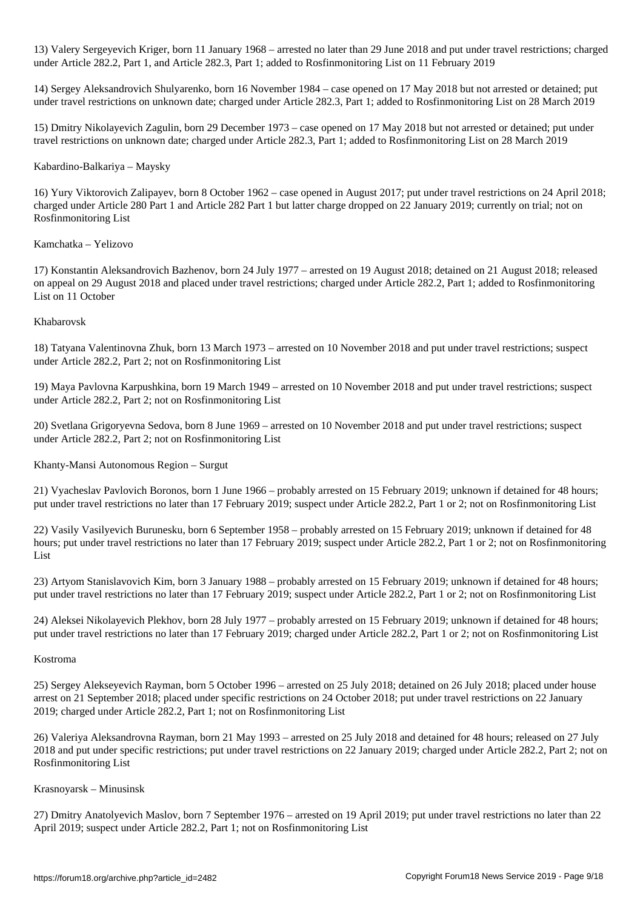13) Valery Sergeyevich Kriger, born 11 January 1968 – arrested no later than 29 June 2018 and put under travel restrictions; charged under Article 282.2, Part 1, and Article 282.3, Part 1; added to Rosfinmonitoring List on 11 February 2019

14) Sergey Aleksandrovich Shulyarenko, born 16 November 1984 – case opened on 17 May 2018 but not arrested or detained; put under travel restrictions on unknown date; charged under Article 282.3, Part 1; added to Rosfinmonitoring List on 28 March 2019

15) Dmitry Nikolayevich Zagulin, born 29 December 1973 – case opened on 17 May 2018 but not arrested or detained; put under travel restrictions on unknown date; charged under Article 282.3, Part 1; added to Rosfinmonitoring List on 28 March 2019

Kabardino-Balkariya – Maysky

16) Yury Viktorovich Zalipayev, born 8 October 1962 – case opened in August 2017; put under travel restrictions on 24 April 2018; charged under Article 280 Part 1 and Article 282 Part 1 but latter charge dropped on 22 January 2019; currently on trial; not on Rosfinmonitoring List

Kamchatka – Yelizovo

17) Konstantin Aleksandrovich Bazhenov, born 24 July 1977 – arrested on 19 August 2018; detained on 21 August 2018; released on appeal on 29 August 2018 and placed under travel restrictions; charged under Article 282.2, Part 1; added to Rosfinmonitoring List on 11 October

Khabarovsk

18) Tatyana Valentinovna Zhuk, born 13 March 1973 – arrested on 10 November 2018 and put under travel restrictions; suspect under Article 282.2, Part 2; not on Rosfinmonitoring List

19) Maya Pavlovna Karpushkina, born 19 March 1949 – arrested on 10 November 2018 and put under travel restrictions; suspect under Article 282.2, Part 2; not on Rosfinmonitoring List

20) Svetlana Grigoryevna Sedova, born 8 June 1969 – arrested on 10 November 2018 and put under travel restrictions; suspect under Article 282.2, Part 2; not on Rosfinmonitoring List

Khanty-Mansi Autonomous Region – Surgut

21) Vyacheslav Pavlovich Boronos, born 1 June 1966 – probably arrested on 15 February 2019; unknown if detained for 48 hours; put under travel restrictions no later than 17 February 2019; suspect under Article 282.2, Part 1 or 2; not on Rosfinmonitoring List

22) Vasily Vasilyevich Burunesku, born 6 September 1958 – probably arrested on 15 February 2019; unknown if detained for 48 hours; put under travel restrictions no later than 17 February 2019; suspect under Article 282.2, Part 1 or 2; not on Rosfinmonitoring List

23) Artyom Stanislavovich Kim, born 3 January 1988 – probably arrested on 15 February 2019; unknown if detained for 48 hours; put under travel restrictions no later than 17 February 2019; suspect under Article 282.2, Part 1 or 2; not on Rosfinmonitoring List

24) Aleksei Nikolayevich Plekhov, born 28 July 1977 – probably arrested on 15 February 2019; unknown if detained for 48 hours; put under travel restrictions no later than 17 February 2019; charged under Article 282.2, Part 1 or 2; not on Rosfinmonitoring List

Kostroma

25) Sergey Alekseyevich Rayman, born 5 October 1996 – arrested on 25 July 2018; detained on 26 July 2018; placed under house arrest on 21 September 2018; placed under specific restrictions on 24 October 2018; put under travel restrictions on 22 January 2019; charged under Article 282.2, Part 1; not on Rosfinmonitoring List

26) Valeriya Aleksandrovna Rayman, born 21 May 1993 – arrested on 25 July 2018 and detained for 48 hours; released on 27 July 2018 and put under specific restrictions; put under travel restrictions on 22 January 2019; charged under Article 282.2, Part 2; not on Rosfinmonitoring List

Krasnoyarsk – Minusinsk

27) Dmitry Anatolyevich Maslov, born 7 September 1976 – arrested on 19 April 2019; put under travel restrictions no later than 22 April 2019; suspect under Article 282.2, Part 1; not on Rosfinmonitoring List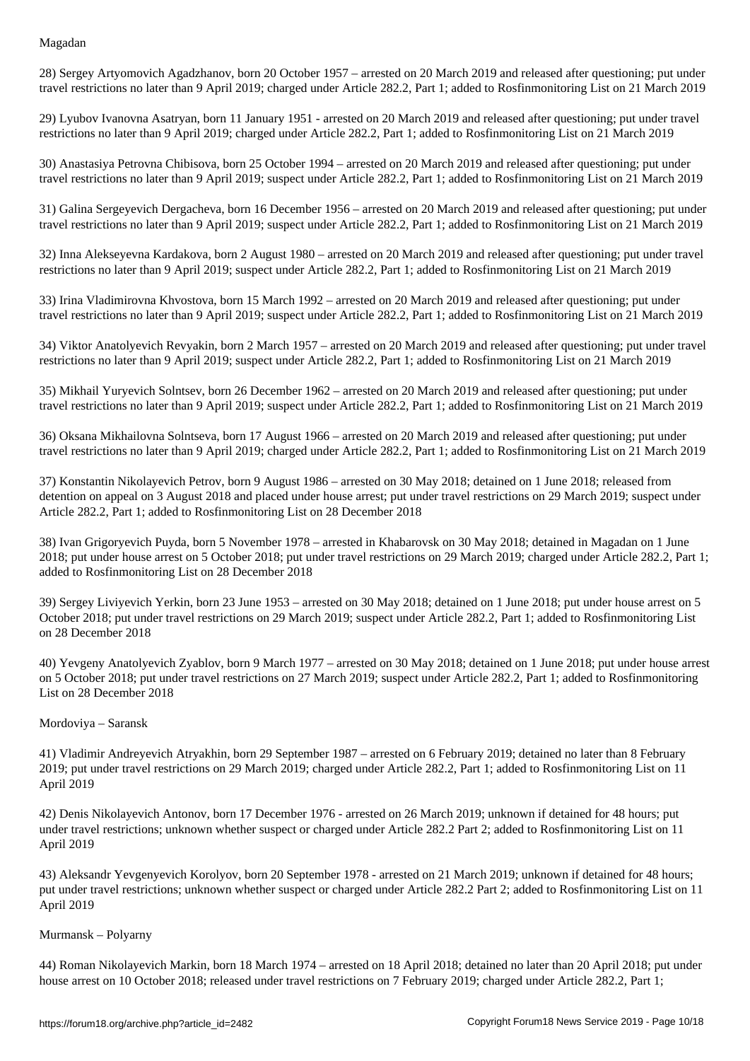Magadan

28) Sergey Artyomovich Agadzhanov, born 20 October 1957 – arrested on 20 March 2019 and released after questioning; put under travel restrictions no later than 9 April 2019; charged under Article 282.2, Part 1; added to Rosfinmonitoring List on 21 March 2019

29) Lyubov Ivanovna Asatryan, born 11 January 1951 - arrested on 20 March 2019 and released after questioning; put under travel restrictions no later than 9 April 2019; charged under Article 282.2, Part 1; added to Rosfinmonitoring List on 21 March 2019

30) Anastasiya Petrovna Chibisova, born 25 October 1994 – arrested on 20 March 2019 and released after questioning; put under travel restrictions no later than 9 April 2019; suspect under Article 282.2, Part 1; added to Rosfinmonitoring List on 21 March 2019

31) Galina Sergeyevich Dergacheva, born 16 December 1956 – arrested on 20 March 2019 and released after questioning; put under travel restrictions no later than 9 April 2019; suspect under Article 282.2, Part 1; added to Rosfinmonitoring List on 21 March 2019

32) Inna Alekseyevna Kardakova, born 2 August 1980 – arrested on 20 March 2019 and released after questioning; put under travel restrictions no later than 9 April 2019; suspect under Article 282.2, Part 1; added to Rosfinmonitoring List on 21 March 2019

33) Irina Vladimirovna Khvostova, born 15 March 1992 – arrested on 20 March 2019 and released after questioning; put under travel restrictions no later than 9 April 2019; suspect under Article 282.2, Part 1; added to Rosfinmonitoring List on 21 March 2019

34) Viktor Anatolyevich Revyakin, born 2 March 1957 – arrested on 20 March 2019 and released after questioning; put under travel restrictions no later than 9 April 2019; suspect under Article 282.2, Part 1; added to Rosfinmonitoring List on 21 March 2019

35) Mikhail Yuryevich Solntsev, born 26 December 1962 – arrested on 20 March 2019 and released after questioning; put under travel restrictions no later than 9 April 2019; suspect under Article 282.2, Part 1; added to Rosfinmonitoring List on 21 March 2019

36) Oksana Mikhailovna Solntseva, born 17 August 1966 – arrested on 20 March 2019 and released after questioning; put under travel restrictions no later than 9 April 2019; charged under Article 282.2, Part 1; added to Rosfinmonitoring List on 21 March 2019

37) Konstantin Nikolayevich Petrov, born 9 August 1986 – arrested on 30 May 2018; detained on 1 June 2018; released from detention on appeal on 3 August 2018 and placed under house arrest; put under travel restrictions on 29 March 2019; suspect under Article 282.2, Part 1; added to Rosfinmonitoring List on 28 December 2018

38) Ivan Grigoryevich Puyda, born 5 November 1978 – arrested in Khabarovsk on 30 May 2018; detained in Magadan on 1 June 2018; put under house arrest on 5 October 2018; put under travel restrictions on 29 March 2019; charged under Article 282.2, Part 1; added to Rosfinmonitoring List on 28 December 2018

39) Sergey Liviyevich Yerkin, born 23 June 1953 – arrested on 30 May 2018; detained on 1 June 2018; put under house arrest on 5 October 2018; put under travel restrictions on 29 March 2019; suspect under Article 282.2, Part 1; added to Rosfinmonitoring List on 28 December 2018

40) Yevgeny Anatolyevich Zyablov, born 9 March 1977 – arrested on 30 May 2018; detained on 1 June 2018; put under house arrest on 5 October 2018; put under travel restrictions on 27 March 2019; suspect under Article 282.2, Part 1; added to Rosfinmonitoring List on 28 December 2018

Mordoviya – Saransk

41) Vladimir Andreyevich Atryakhin, born 29 September 1987 – arrested on 6 February 2019; detained no later than 8 February 2019; put under travel restrictions on 29 March 2019; charged under Article 282.2, Part 1; added to Rosfinmonitoring List on 11 April 2019

42) Denis Nikolayevich Antonov, born 17 December 1976 - arrested on 26 March 2019; unknown if detained for 48 hours; put under travel restrictions; unknown whether suspect or charged under Article 282.2 Part 2; added to Rosfinmonitoring List on 11 April 2019

43) Aleksandr Yevgenyevich Korolyov, born 20 September 1978 - arrested on 21 March 2019; unknown if detained for 48 hours; put under travel restrictions; unknown whether suspect or charged under Article 282.2 Part 2; added to Rosfinmonitoring List on 11 April 2019

Murmansk – Polyarny

44) Roman Nikolayevich Markin, born 18 March 1974 – arrested on 18 April 2018; detained no later than 20 April 2018; put under house arrest on 10 October 2018; released under travel restrictions on 7 February 2019; charged under Article 282.2, Part 1;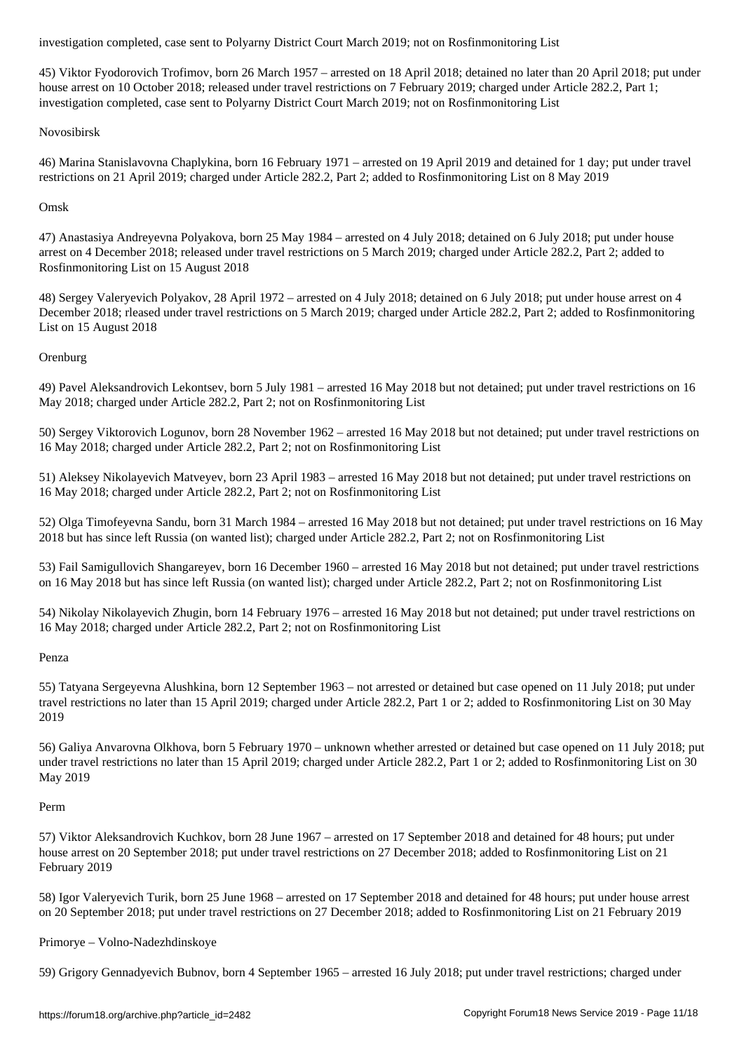investigation completed, case sent to Polyarny District Court March 2019; not on Rosfinmonitoring List

45) Viktor Fyodorovich Trofimov, born 26 March 1957 – arrested on 18 April 2018; detained no later than 20 April 2018; put under house arrest on 10 October 2018; released under travel restrictions on 7 February 2019; charged under Article 282.2, Part 1; investigation completed, case sent to Polyarny District Court March 2019; not on Rosfinmonitoring List

Novosibirsk

46) Marina Stanislavovna Chaplykina, born 16 February 1971 – arrested on 19 April 2019 and detained for 1 day; put under travel restrictions on 21 April 2019; charged under Article 282.2, Part 2; added to Rosfinmonitoring List on 8 May 2019

Omsk

47) Anastasiya Andreyevna Polyakova, born 25 May 1984 – arrested on 4 July 2018; detained on 6 July 2018; put under house arrest on 4 December 2018; released under travel restrictions on 5 March 2019; charged under Article 282.2, Part 2; added to Rosfinmonitoring List on 15 August 2018

48) Sergey Valeryevich Polyakov, 28 April 1972 – arrested on 4 July 2018; detained on 6 July 2018; put under house arrest on 4 December 2018; rleased under travel restrictions on 5 March 2019; charged under Article 282.2, Part 2; added to Rosfinmonitoring List on 15 August 2018

Orenburg

49) Pavel Aleksandrovich Lekontsev, born 5 July 1981 – arrested 16 May 2018 but not detained; put under travel restrictions on 16 May 2018; charged under Article 282.2, Part 2; not on Rosfinmonitoring List

50) Sergey Viktorovich Logunov, born 28 November 1962 – arrested 16 May 2018 but not detained; put under travel restrictions on 16 May 2018; charged under Article 282.2, Part 2; not on Rosfinmonitoring List

51) Aleksey Nikolayevich Matveyev, born 23 April 1983 – arrested 16 May 2018 but not detained; put under travel restrictions on 16 May 2018; charged under Article 282.2, Part 2; not on Rosfinmonitoring List

52) Olga Timofeyevna Sandu, born 31 March 1984 – arrested 16 May 2018 but not detained; put under travel restrictions on 16 May 2018 but has since left Russia (on wanted list); charged under Article 282.2, Part 2; not on Rosfinmonitoring List

53) Fail Samigullovich Shangareyev, born 16 December 1960 – arrested 16 May 2018 but not detained; put under travel restrictions on 16 May 2018 but has since left Russia (on wanted list); charged under Article 282.2, Part 2; not on Rosfinmonitoring List

54) Nikolay Nikolayevich Zhugin, born 14 February 1976 – arrested 16 May 2018 but not detained; put under travel restrictions on 16 May 2018; charged under Article 282.2, Part 2; not on Rosfinmonitoring List

Penza

55) Tatyana Sergeyevna Alushkina, born 12 September 1963 – not arrested or detained but case opened on 11 July 2018; put under travel restrictions no later than 15 April 2019; charged under Article 282.2, Part 1 or 2; added to Rosfinmonitoring List on 30 May 2019

56) Galiya Anvarovna Olkhova, born 5 February 1970 – unknown whether arrested or detained but case opened on 11 July 2018; put under travel restrictions no later than 15 April 2019; charged under Article 282.2, Part 1 or 2; added to Rosfinmonitoring List on 30 May 2019

Perm

57) Viktor Aleksandrovich Kuchkov, born 28 June 1967 – arrested on 17 September 2018 and detained for 48 hours; put under house arrest on 20 September 2018; put under travel restrictions on 27 December 2018; added to Rosfinmonitoring List on 21 February 2019

58) Igor Valeryevich Turik, born 25 June 1968 – arrested on 17 September 2018 and detained for 48 hours; put under house arrest on 20 September 2018; put under travel restrictions on 27 December 2018; added to Rosfinmonitoring List on 21 February 2019

Primorye – Volno-Nadezhdinskoye

59) Grigory Gennadyevich Bubnov, born 4 September 1965 – arrested 16 July 2018; put under travel restrictions; charged under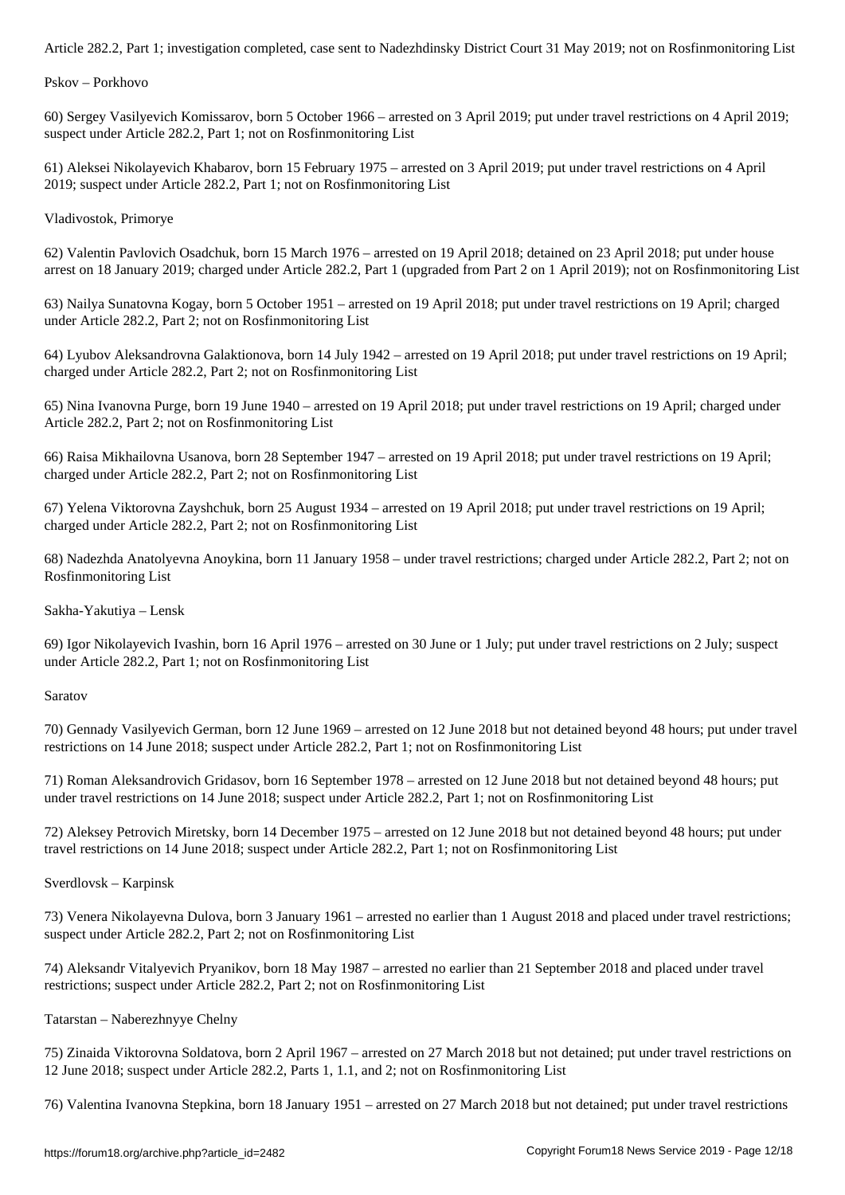Article 282.2, Part 1; investigation completed, case sent to Nadezhdinsky District Court 31 May 2019; not on Rosfinmonitoring List

Pskov – Porkhovo

60) Sergey Vasilyevich Komissarov, born 5 October 1966 – arrested on 3 April 2019; put under travel restrictions on 4 April 2019; suspect under Article 282.2, Part 1; not on Rosfinmonitoring List

61) Aleksei Nikolayevich Khabarov, born 15 February 1975 – arrested on 3 April 2019; put under travel restrictions on 4 April 2019; suspect under Article 282.2, Part 1; not on Rosfinmonitoring List

Vladivostok, Primorye

62) Valentin Pavlovich Osadchuk, born 15 March 1976 – arrested on 19 April 2018; detained on 23 April 2018; put under house arrest on 18 January 2019; charged under Article 282.2, Part 1 (upgraded from Part 2 on 1 April 2019); not on Rosfinmonitoring List

63) Nailya Sunatovna Kogay, born 5 October 1951 – arrested on 19 April 2018; put under travel restrictions on 19 April; charged under Article 282.2, Part 2; not on Rosfinmonitoring List

64) Lyubov Aleksandrovna Galaktionova, born 14 July 1942 – arrested on 19 April 2018; put under travel restrictions on 19 April; charged under Article 282.2, Part 2; not on Rosfinmonitoring List

65) Nina Ivanovna Purge, born 19 June 1940 – arrested on 19 April 2018; put under travel restrictions on 19 April; charged under Article 282.2, Part 2; not on Rosfinmonitoring List

66) Raisa Mikhailovna Usanova, born 28 September 1947 – arrested on 19 April 2018; put under travel restrictions on 19 April; charged under Article 282.2, Part 2; not on Rosfinmonitoring List

67) Yelena Viktorovna Zayshchuk, born 25 August 1934 – arrested on 19 April 2018; put under travel restrictions on 19 April; charged under Article 282.2, Part 2; not on Rosfinmonitoring List

68) Nadezhda Anatolyevna Anoykina, born 11 January 1958 – under travel restrictions; charged under Article 282.2, Part 2; not on Rosfinmonitoring List

Sakha-Yakutiya – Lensk

69) Igor Nikolayevich Ivashin, born 16 April 1976 – arrested on 30 June or 1 July; put under travel restrictions on 2 July; suspect under Article 282.2, Part 1; not on Rosfinmonitoring List

Saratov

70) Gennady Vasilyevich German, born 12 June 1969 – arrested on 12 June 2018 but not detained beyond 48 hours; put under travel restrictions on 14 June 2018; suspect under Article 282.2, Part 1; not on Rosfinmonitoring List

71) Roman Aleksandrovich Gridasov, born 16 September 1978 – arrested on 12 June 2018 but not detained beyond 48 hours; put under travel restrictions on 14 June 2018; suspect under Article 282.2, Part 1; not on Rosfinmonitoring List

72) Aleksey Petrovich Miretsky, born 14 December 1975 – arrested on 12 June 2018 but not detained beyond 48 hours; put under travel restrictions on 14 June 2018; suspect under Article 282.2, Part 1; not on Rosfinmonitoring List

Sverdlovsk – Karpinsk

73) Venera Nikolayevna Dulova, born 3 January 1961 – arrested no earlier than 1 August 2018 and placed under travel restrictions; suspect under Article 282.2, Part 2; not on Rosfinmonitoring List

74) Aleksandr Vitalyevich Pryanikov, born 18 May 1987 – arrested no earlier than 21 September 2018 and placed under travel restrictions; suspect under Article 282.2, Part 2; not on Rosfinmonitoring List

Tatarstan – Naberezhnyye Chelny

75) Zinaida Viktorovna Soldatova, born 2 April 1967 – arrested on 27 March 2018 but not detained; put under travel restrictions on 12 June 2018; suspect under Article 282.2, Parts 1, 1.1, and 2; not on Rosfinmonitoring List

76) Valentina Ivanovna Stepkina, born 18 January 1951 – arrested on 27 March 2018 but not detained; put under travel restrictions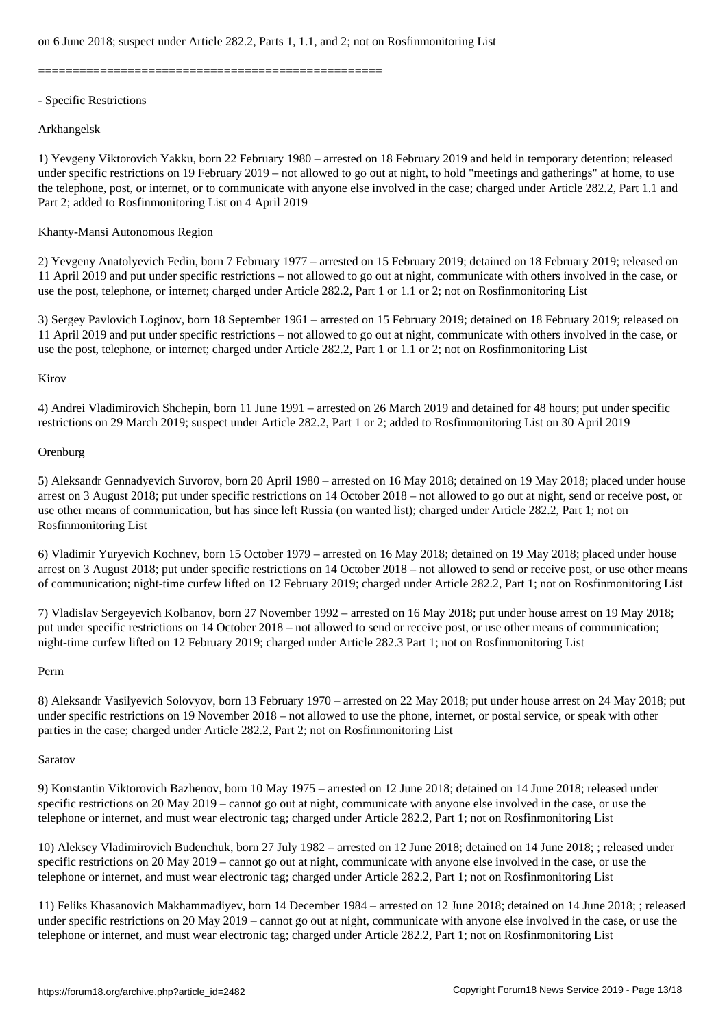on 6 June 2018; suspect under Article 282.2, Parts 1, 1.1, and 2; not on Rosfinmonitoring List

==================================================

- Specific Restrictions

Arkhangelsk

1) Yevgeny Viktorovich Yakku, born 22 February 1980 – arrested on 18 February 2019 and held in temporary detention; released under specific restrictions on 19 February 2019 – not allowed to go out at night, to hold "meetings and gatherings" at home, to use the telephone, post, or internet, or to communicate with anyone else involved in the case; charged under Article 282.2, Part 1.1 and Part 2; added to Rosfinmonitoring List on 4 April 2019

Khanty-Mansi Autonomous Region

2) Yevgeny Anatolyevich Fedin, born 7 February 1977 – arrested on 15 February 2019; detained on 18 February 2019; released on 11 April 2019 and put under specific restrictions – not allowed to go out at night, communicate with others involved in the case, or use the post, telephone, or internet; charged under Article 282.2, Part 1 or 1.1 or 2; not on Rosfinmonitoring List

3) Sergey Pavlovich Loginov, born 18 September 1961 – arrested on 15 February 2019; detained on 18 February 2019; released on 11 April 2019 and put under specific restrictions – not allowed to go out at night, communicate with others involved in the case, or use the post, telephone, or internet; charged under Article 282.2, Part 1 or 1.1 or 2; not on Rosfinmonitoring List

Kirov

4) Andrei Vladimirovich Shchepin, born 11 June 1991 – arrested on 26 March 2019 and detained for 48 hours; put under specific restrictions on 29 March 2019; suspect under Article 282.2, Part 1 or 2; added to Rosfinmonitoring List on 30 April 2019

Orenburg

5) Aleksandr Gennadyevich Suvorov, born 20 April 1980 – arrested on 16 May 2018; detained on 19 May 2018; placed under house arrest on 3 August 2018; put under specific restrictions on 14 October 2018 – not allowed to go out at night, send or receive post, or use other means of communication, but has since left Russia (on wanted list); charged under Article 282.2, Part 1; not on Rosfinmonitoring List

6) Vladimir Yuryevich Kochnev, born 15 October 1979 – arrested on 16 May 2018; detained on 19 May 2018; placed under house arrest on 3 August 2018; put under specific restrictions on 14 October 2018 – not allowed to send or receive post, or use other means of communication; night-time curfew lifted on 12 February 2019; charged under Article 282.2, Part 1; not on Rosfinmonitoring List

7) Vladislav Sergeyevich Kolbanov, born 27 November 1992 – arrested on 16 May 2018; put under house arrest on 19 May 2018; put under specific restrictions on 14 October 2018 – not allowed to send or receive post, or use other means of communication; night-time curfew lifted on 12 February 2019; charged under Article 282.3 Part 1; not on Rosfinmonitoring List

Perm

8) Aleksandr Vasilyevich Solovyov, born 13 February 1970 – arrested on 22 May 2018; put under house arrest on 24 May 2018; put under specific restrictions on 19 November 2018 – not allowed to use the phone, internet, or postal service, or speak with other parties in the case; charged under Article 282.2, Part 2; not on Rosfinmonitoring List

Saratov

9) Konstantin Viktorovich Bazhenov, born 10 May 1975 – arrested on 12 June 2018; detained on 14 June 2018; released under specific restrictions on 20 May 2019 – cannot go out at night, communicate with anyone else involved in the case, or use the telephone or internet, and must wear electronic tag; charged under Article 282.2, Part 1; not on Rosfinmonitoring List

10) Aleksey Vladimirovich Budenchuk, born 27 July 1982 – arrested on 12 June 2018; detained on 14 June 2018; ; released under specific restrictions on 20 May 2019 – cannot go out at night, communicate with anyone else involved in the case, or use the telephone or internet, and must wear electronic tag; charged under Article 282.2, Part 1; not on Rosfinmonitoring List

11) Feliks Khasanovich Makhammadiyev, born 14 December 1984 – arrested on 12 June 2018; detained on 14 June 2018; ; released under specific restrictions on 20 May 2019 – cannot go out at night, communicate with anyone else involved in the case, or use the telephone or internet, and must wear electronic tag; charged under Article 282.2, Part 1; not on Rosfinmonitoring List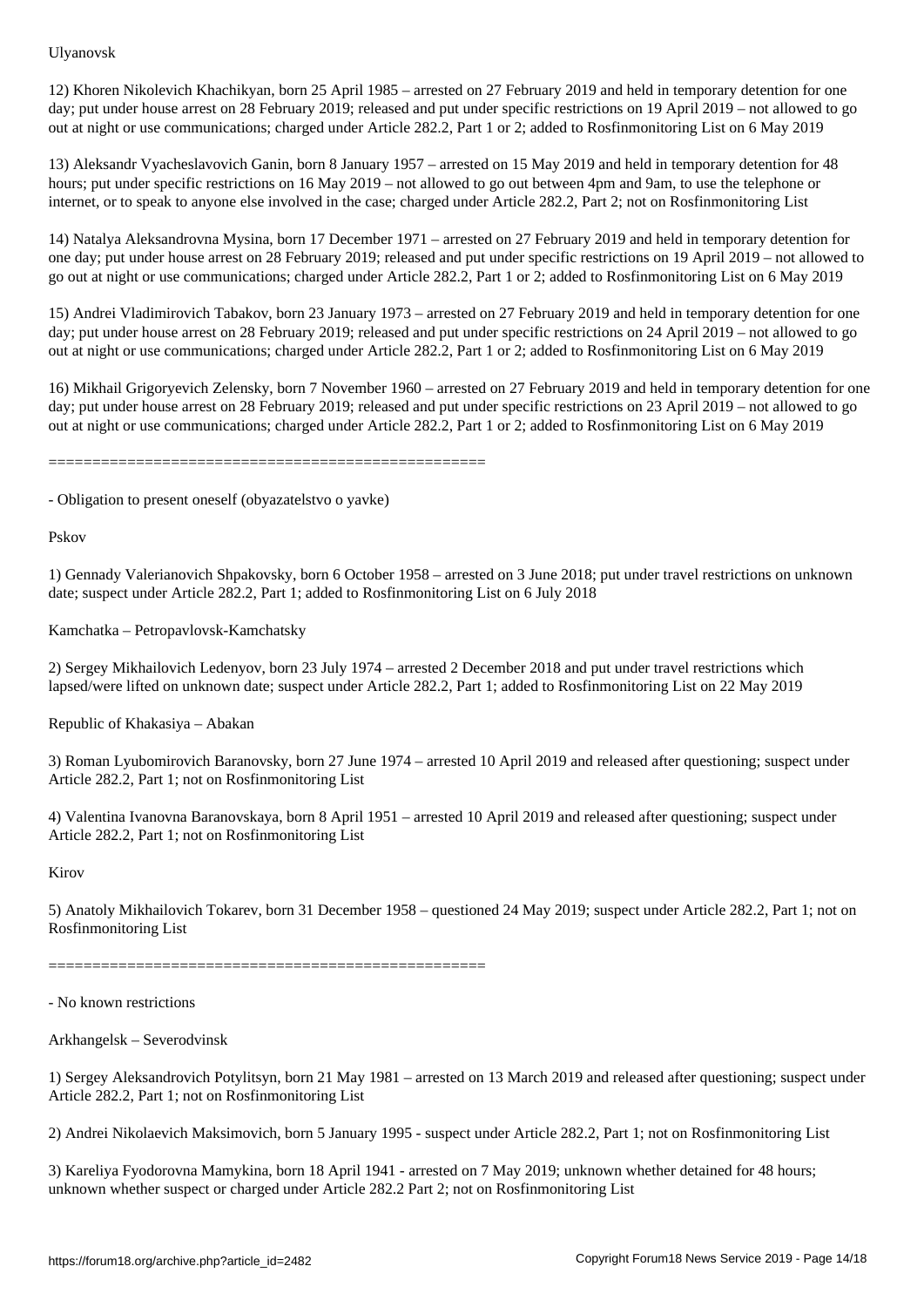Ulyanovsk

12) Khoren Nikolevich Khachikyan, born 25 April 1985 – arrested on 27 February 2019 and held in temporary detention for one day; put under house arrest on 28 February 2019; released and put under specific restrictions on 19 April 2019 – not allowed to go out at night or use communications; charged under Article 282.2, Part 1 or 2; added to Rosfinmonitoring List on 6 May 2019

13) Aleksandr Vyacheslavovich Ganin, born 8 January 1957 – arrested on 15 May 2019 and held in temporary detention for 48 hours; put under specific restrictions on 16 May 2019 – not allowed to go out between 4pm and 9am, to use the telephone or internet, or to speak to anyone else involved in the case; charged under Article 282.2, Part 2; not on Rosfinmonitoring List

14) Natalya Aleksandrovna Mysina, born 17 December 1971 – arrested on 27 February 2019 and held in temporary detention for one day; put under house arrest on 28 February 2019; released and put under specific restrictions on 19 April 2019 – not allowed to go out at night or use communications; charged under Article 282.2, Part 1 or 2; added to Rosfinmonitoring List on 6 May 2019

15) Andrei Vladimirovich Tabakov, born 23 January 1973 – arrested on 27 February 2019 and held in temporary detention for one day; put under house arrest on 28 February 2019; released and put under specific restrictions on 24 April 2019 – not allowed to go out at night or use communications; charged under Article 282.2, Part 1 or 2; added to Rosfinmonitoring List on 6 May 2019

16) Mikhail Grigoryevich Zelensky, born 7 November 1960 – arrested on 27 February 2019 and held in temporary detention for one day; put under house arrest on 28 February 2019; released and put under specific restrictions on 23 April 2019 – not allowed to go out at night or use communications; charged under Article 282.2, Part 1 or 2; added to Rosfinmonitoring List on 6 May 2019

==================================================

- Obligation to present oneself (obyazatelstvo o yavke)

Pskov

1) Gennady Valerianovich Shpakovsky, born 6 October 1958 – arrested on 3 June 2018; put under travel restrictions on unknown date; suspect under Article 282.2, Part 1; added to Rosfinmonitoring List on 6 July 2018

Kamchatka – Petropavlovsk-Kamchatsky

2) Sergey Mikhailovich Ledenyov, born 23 July 1974 – arrested 2 December 2018 and put under travel restrictions which lapsed/were lifted on unknown date; suspect under Article 282.2, Part 1; added to Rosfinmonitoring List on 22 May 2019

Republic of Khakasiya – Abakan

3) Roman Lyubomirovich Baranovsky, born 27 June 1974 – arrested 10 April 2019 and released after questioning; suspect under Article 282.2, Part 1; not on Rosfinmonitoring List

4) Valentina Ivanovna Baranovskaya, born 8 April 1951 – arrested 10 April 2019 and released after questioning; suspect under Article 282.2, Part 1; not on Rosfinmonitoring List

Kirov

5) Anatoly Mikhailovich Tokarev, born 31 December 1958 – questioned 24 May 2019; suspect under Article 282.2, Part 1; not on Rosfinmonitoring List

==================================================

- No known restrictions

Arkhangelsk – Severodvinsk

1) Sergey Aleksandrovich Potylitsyn, born 21 May 1981 – arrested on 13 March 2019 and released after questioning; suspect under Article 282.2, Part 1; not on Rosfinmonitoring List

2) Andrei Nikolaevich Maksimovich, born 5 January 1995 - suspect under Article 282.2, Part 1; not on Rosfinmonitoring List

3) Kareliya Fyodorovna Mamykina, born 18 April 1941 - arrested on 7 May 2019; unknown whether detained for 48 hours; unknown whether suspect or charged under Article 282.2 Part 2; not on Rosfinmonitoring List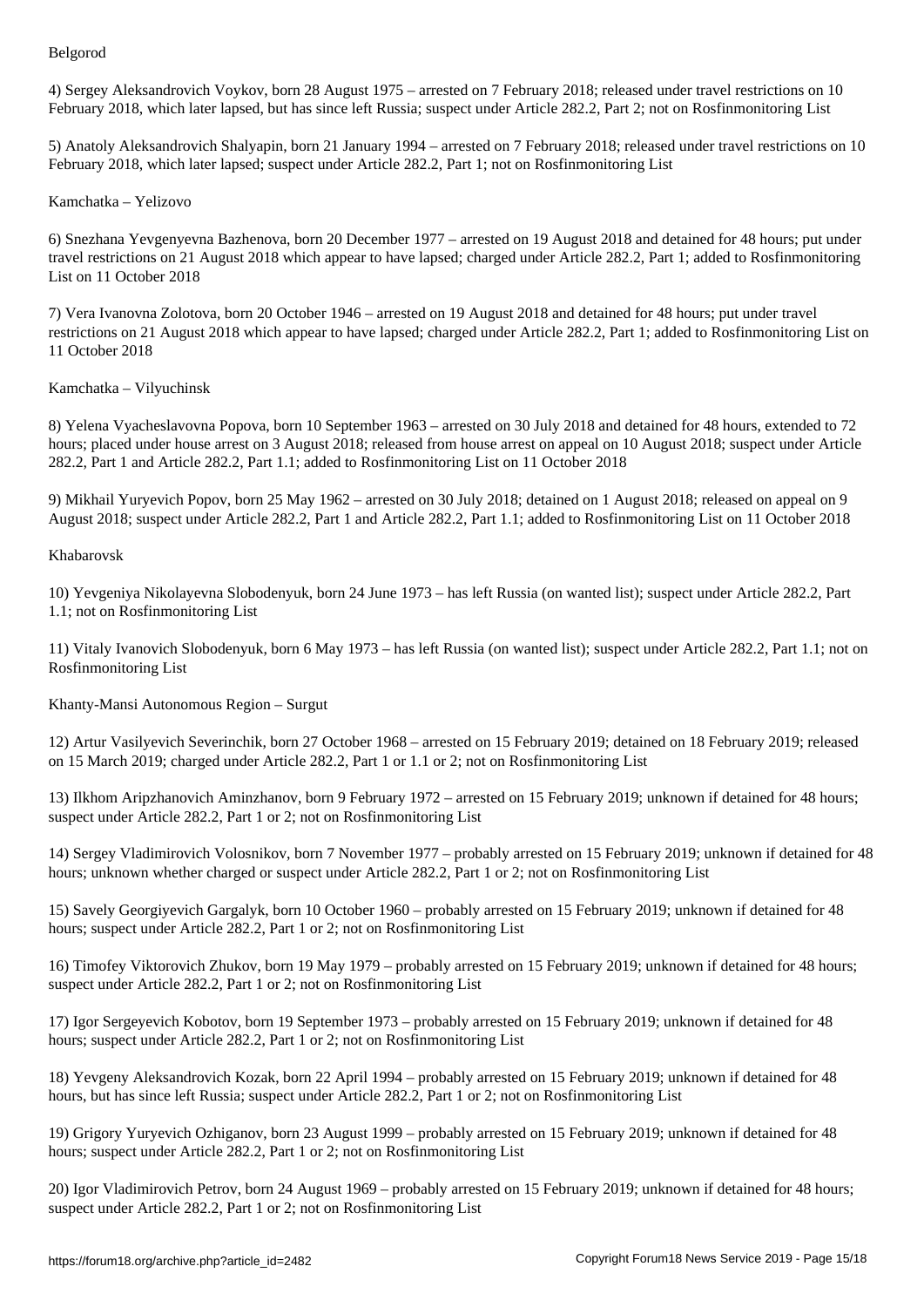Belgorod

4) Sergey Aleksandrovich Voykov, born 28 August 1975 – arrested on 7 February 2018; released under travel restrictions on 10 February 2018, which later lapsed, but has since left Russia; suspect under Article 282.2, Part 2; not on Rosfinmonitoring List

5) Anatoly Aleksandrovich Shalyapin, born 21 January 1994 – arrested on 7 February 2018; released under travel restrictions on 10 February 2018, which later lapsed; suspect under Article 282.2, Part 1; not on Rosfinmonitoring List

Kamchatka – Yelizovo

6) Snezhana Yevgenyevna Bazhenova, born 20 December 1977 – arrested on 19 August 2018 and detained for 48 hours; put under travel restrictions on 21 August 2018 which appear to have lapsed; charged under Article 282.2, Part 1; added to Rosfinmonitoring List on 11 October 2018

7) Vera Ivanovna Zolotova, born 20 October 1946 – arrested on 19 August 2018 and detained for 48 hours; put under travel restrictions on 21 August 2018 which appear to have lapsed; charged under Article 282.2, Part 1; added to Rosfinmonitoring List on 11 October 2018

Kamchatka – Vilyuchinsk

8) Yelena Vyacheslavovna Popova, born 10 September 1963 – arrested on 30 July 2018 and detained for 48 hours, extended to 72 hours; placed under house arrest on 3 August 2018; released from house arrest on appeal on 10 August 2018; suspect under Article 282.2, Part 1 and Article 282.2, Part 1.1; added to Rosfinmonitoring List on 11 October 2018

9) Mikhail Yuryevich Popov, born 25 May 1962 – arrested on 30 July 2018; detained on 1 August 2018; released on appeal on 9 August 2018; suspect under Article 282.2, Part 1 and Article 282.2, Part 1.1; added to Rosfinmonitoring List on 11 October 2018

Khabarovsk

10) Yevgeniya Nikolayevna Slobodenyuk, born 24 June 1973 – has left Russia (on wanted list); suspect under Article 282.2, Part 1.1; not on Rosfinmonitoring List

11) Vitaly Ivanovich Slobodenyuk, born 6 May 1973 – has left Russia (on wanted list); suspect under Article 282.2, Part 1.1; not on Rosfinmonitoring List

Khanty-Mansi Autonomous Region – Surgut

12) Artur Vasilyevich Severinchik, born 27 October 1968 – arrested on 15 February 2019; detained on 18 February 2019; released on 15 March 2019; charged under Article 282.2, Part 1 or 1.1 or 2; not on Rosfinmonitoring List

13) Ilkhom Aripzhanovich Aminzhanov, born 9 February 1972 – arrested on 15 February 2019; unknown if detained for 48 hours; suspect under Article 282.2, Part 1 or 2; not on Rosfinmonitoring List

14) Sergey Vladimirovich Volosnikov, born 7 November 1977 – probably arrested on 15 February 2019; unknown if detained for 48 hours; unknown whether charged or suspect under Article 282.2, Part 1 or 2; not on Rosfinmonitoring List

15) Savely Georgiyevich Gargalyk, born 10 October 1960 – probably arrested on 15 February 2019; unknown if detained for 48 hours; suspect under Article 282.2, Part 1 or 2; not on Rosfinmonitoring List

16) Timofey Viktorovich Zhukov, born 19 May 1979 – probably arrested on 15 February 2019; unknown if detained for 48 hours; suspect under Article 282.2, Part 1 or 2; not on Rosfinmonitoring List

17) Igor Sergeyevich Kobotov, born 19 September 1973 – probably arrested on 15 February 2019; unknown if detained for 48 hours; suspect under Article 282.2, Part 1 or 2; not on Rosfinmonitoring List

18) Yevgeny Aleksandrovich Kozak, born 22 April 1994 – probably arrested on 15 February 2019; unknown if detained for 48 hours, but has since left Russia; suspect under Article 282.2, Part 1 or 2; not on Rosfinmonitoring List

19) Grigory Yuryevich Ozhiganov, born 23 August 1999 – probably arrested on 15 February 2019; unknown if detained for 48 hours; suspect under Article 282.2, Part 1 or 2; not on Rosfinmonitoring List

20) Igor Vladimirovich Petrov, born 24 August 1969 – probably arrested on 15 February 2019; unknown if detained for 48 hours; suspect under Article 282.2, Part 1 or 2; not on Rosfinmonitoring List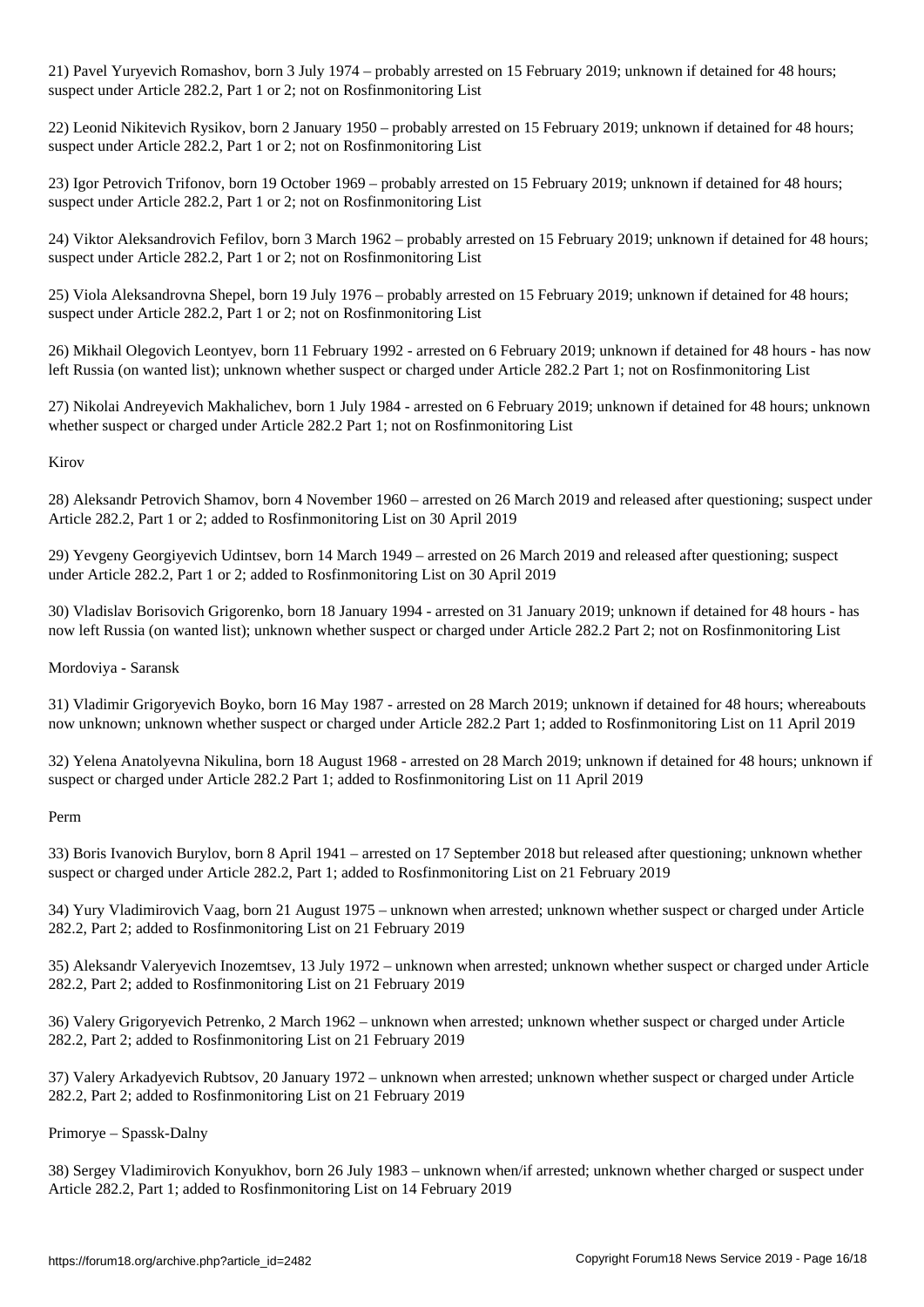21) Pavel Yuryevich Romashov, born 3 July 1974 – probably arrested on 15 February 2019; unknown if detained for 48 hours; suspect under Article 282.2, Part 1 or 2; not on Rosfinmonitoring List

22) Leonid Nikitevich Rysikov, born 2 January 1950 – probably arrested on 15 February 2019; unknown if detained for 48 hours; suspect under Article 282.2, Part 1 or 2; not on Rosfinmonitoring List

23) Igor Petrovich Trifonov, born 19 October 1969 – probably arrested on 15 February 2019; unknown if detained for 48 hours; suspect under Article 282.2, Part 1 or 2; not on Rosfinmonitoring List

24) Viktor Aleksandrovich Fefilov, born 3 March 1962 – probably arrested on 15 February 2019; unknown if detained for 48 hours; suspect under Article 282.2, Part 1 or 2; not on Rosfinmonitoring List

25) Viola Aleksandrovna Shepel, born 19 July 1976 – probably arrested on 15 February 2019; unknown if detained for 48 hours; suspect under Article 282.2, Part 1 or 2; not on Rosfinmonitoring List

26) Mikhail Olegovich Leontyev, born 11 February 1992 - arrested on 6 February 2019; unknown if detained for 48 hours - has now left Russia (on wanted list); unknown whether suspect or charged under Article 282.2 Part 1; not on Rosfinmonitoring List

27) Nikolai Andreyevich Makhalichev, born 1 July 1984 - arrested on 6 February 2019; unknown if detained for 48 hours; unknown whether suspect or charged under Article 282.2 Part 1; not on Rosfinmonitoring List

Kirov

28) Aleksandr Petrovich Shamov, born 4 November 1960 – arrested on 26 March 2019 and released after questioning; suspect under Article 282.2, Part 1 or 2; added to Rosfinmonitoring List on 30 April 2019

29) Yevgeny Georgiyevich Udintsev, born 14 March 1949 – arrested on 26 March 2019 and released after questioning; suspect under Article 282.2, Part 1 or 2; added to Rosfinmonitoring List on 30 April 2019

30) Vladislav Borisovich Grigorenko, born 18 January 1994 - arrested on 31 January 2019; unknown if detained for 48 hours - has now left Russia (on wanted list); unknown whether suspect or charged under Article 282.2 Part 2; not on Rosfinmonitoring List

Mordoviya - Saransk

31) Vladimir Grigoryevich Boyko, born 16 May 1987 - arrested on 28 March 2019; unknown if detained for 48 hours; whereabouts now unknown; unknown whether suspect or charged under Article 282.2 Part 1; added to Rosfinmonitoring List on 11 April 2019

32) Yelena Anatolyevna Nikulina, born 18 August 1968 - arrested on 28 March 2019; unknown if detained for 48 hours; unknown if suspect or charged under Article 282.2 Part 1; added to Rosfinmonitoring List on 11 April 2019

Perm

33) Boris Ivanovich Burylov, born 8 April 1941 – arrested on 17 September 2018 but released after questioning; unknown whether suspect or charged under Article 282.2, Part 1; added to Rosfinmonitoring List on 21 February 2019

34) Yury Vladimirovich Vaag, born 21 August 1975 – unknown when arrested; unknown whether suspect or charged under Article 282.2, Part 2; added to Rosfinmonitoring List on 21 February 2019

35) Aleksandr Valeryevich Inozemtsev, 13 July 1972 – unknown when arrested; unknown whether suspect or charged under Article 282.2, Part 2; added to Rosfinmonitoring List on 21 February 2019

36) Valery Grigoryevich Petrenko, 2 March 1962 – unknown when arrested; unknown whether suspect or charged under Article 282.2, Part 2; added to Rosfinmonitoring List on 21 February 2019

37) Valery Arkadyevich Rubtsov, 20 January 1972 – unknown when arrested; unknown whether suspect or charged under Article 282.2, Part 2; added to Rosfinmonitoring List on 21 February 2019

Primorye – Spassk-Dalny

38) Sergey Vladimirovich Konyukhov, born 26 July 1983 – unknown when/if arrested; unknown whether charged or suspect under Article 282.2, Part 1; added to Rosfinmonitoring List on 14 February 2019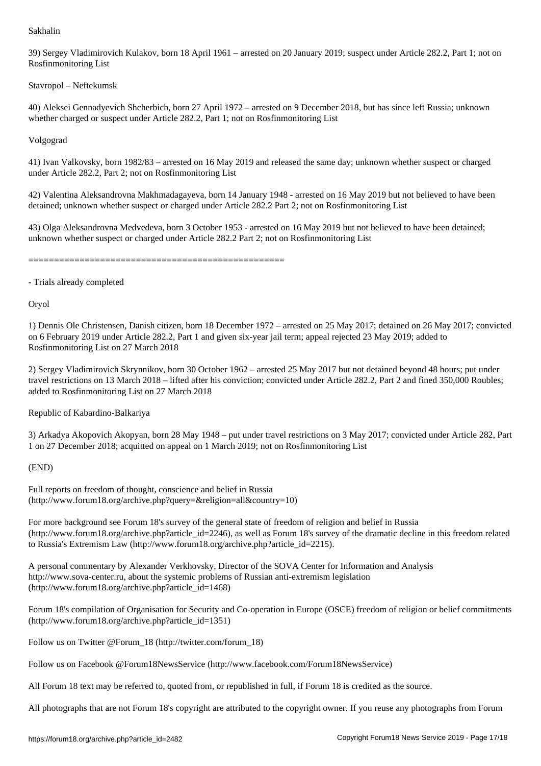Sakhalin

39) Sergey Vladimirovich Kulakov, born 18 April 1961 – arrested on 20 January 2019; suspect under Article 282.2, Part 1; not on Rosfinmonitoring List

Stavropol – Neftekumsk

40) Aleksei Gennadyevich Shcherbich, born 27 April 1972 – arrested on 9 December 2018, but has since left Russia; unknown whether charged or suspect under Article 282.2, Part 1; not on Rosfinmonitoring List

Volgograd

41) Ivan Valkovsky, born 1982/83 – arrested on 16 May 2019 and released the same day; unknown whether suspect or charged under Article 282.2, Part 2; not on Rosfinmonitoring List

42) Valentina Aleksandrovna Makhmadagayeva, born 14 January 1948 - arrested on 16 May 2019 but not believed to have been detained; unknown whether suspect or charged under Article 282.2 Part 2; not on Rosfinmonitoring List

43) Olga Aleksandrovna Medvedeva, born 3 October 1953 - arrested on 16 May 2019 but not believed to have been detained; unknown whether suspect or charged under Article 282.2 Part 2; not on Rosfinmonitoring List

==================================================

- Trials already completed

Oryol

1) Dennis Ole Christensen, Danish citizen, born 18 December 1972 – arrested on 25 May 2017; detained on 26 May 2017; convicted on 6 February 2019 under Article 282.2, Part 1 and given six-year jail term; appeal rejected 23 May 2019; added to Rosfinmonitoring List on 27 March 2018

2) Sergey Vladimirovich Skrynnikov, born 30 October 1962 – arrested 25 May 2017 but not detained beyond 48 hours; put under travel restrictions on 13 March 2018 – lifted after his conviction; convicted under Article 282.2, Part 2 and fined 350,000 Roubles; added to Rosfinmonitoring List on 27 March 2018

Republic of Kabardino-Balkariya

3) Arkadya Akopovich Akopyan, born 28 May 1948 – put under travel restrictions on 3 May 2017; convicted under Article 282, Part 1 on 27 December 2018; acquitted on appeal on 1 March 2019; not on Rosfinmonitoring List

(END)

Full reports on freedom of thought, conscience and belief in Russia (http://www.forum18.org/archive.php?query=&religion=all&country=10)

For more background see Forum 18's survey of the general state of freedom of religion and belief in Russia (http://www.forum18.org/archive.php?article_id=2246), as well as Forum 18's survey of the dramatic decline in this freedom related to Russia's Extremism Law (http://www.forum18.org/archive.php?article_id=2215).

A personal commentary by Alexander Verkhovsky, Director of the SOVA Center for Information and Analysis http://www.sova-center.ru, about the systemic problems of Russian anti-extremism legislation (http://www.forum18.org/archive.php?article_id=1468)

Forum 18's compilation of Organisation for Security and Co-operation in Europe (OSCE) freedom of religion or belief commitments (http://www.forum18.org/archive.php?article_id=1351)

Follow us on Twitter @Forum_18 (http://twitter.com/forum_18)

Follow us on Facebook @Forum18NewsService (http://www.facebook.com/Forum18NewsService)

All Forum 18 text may be referred to, quoted from, or republished in full, if Forum 18 is credited as the source.

All photographs that are not Forum 18's copyright are attributed to the copyright owner. If you reuse any photographs from Forum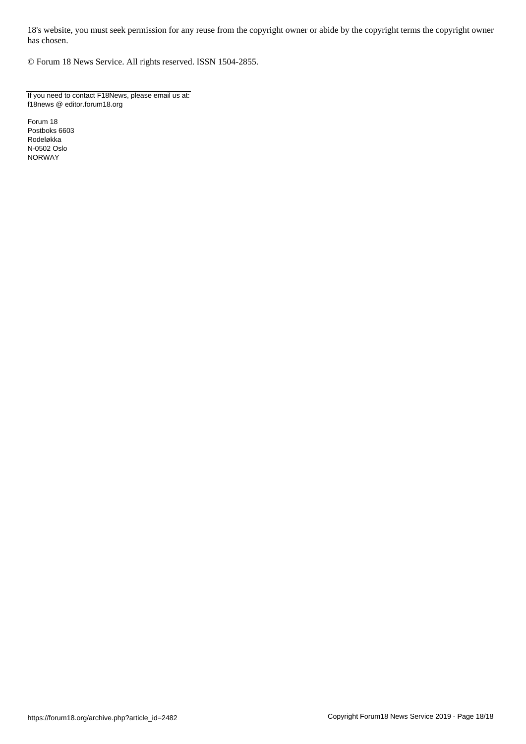18's website, you must seek permission for any reuse from the copyright owner or abide by the copyright terms the copyright owner has chosen.

© Forum 18 News Service. All rights reserved. ISSN 1504-2855.

If you need to contact F18News, please email us at:
f18news @ editor.forum18.org

Forum 18
Postboks 6603
Rodeløkka
N-0502 Oslo
NORWAY